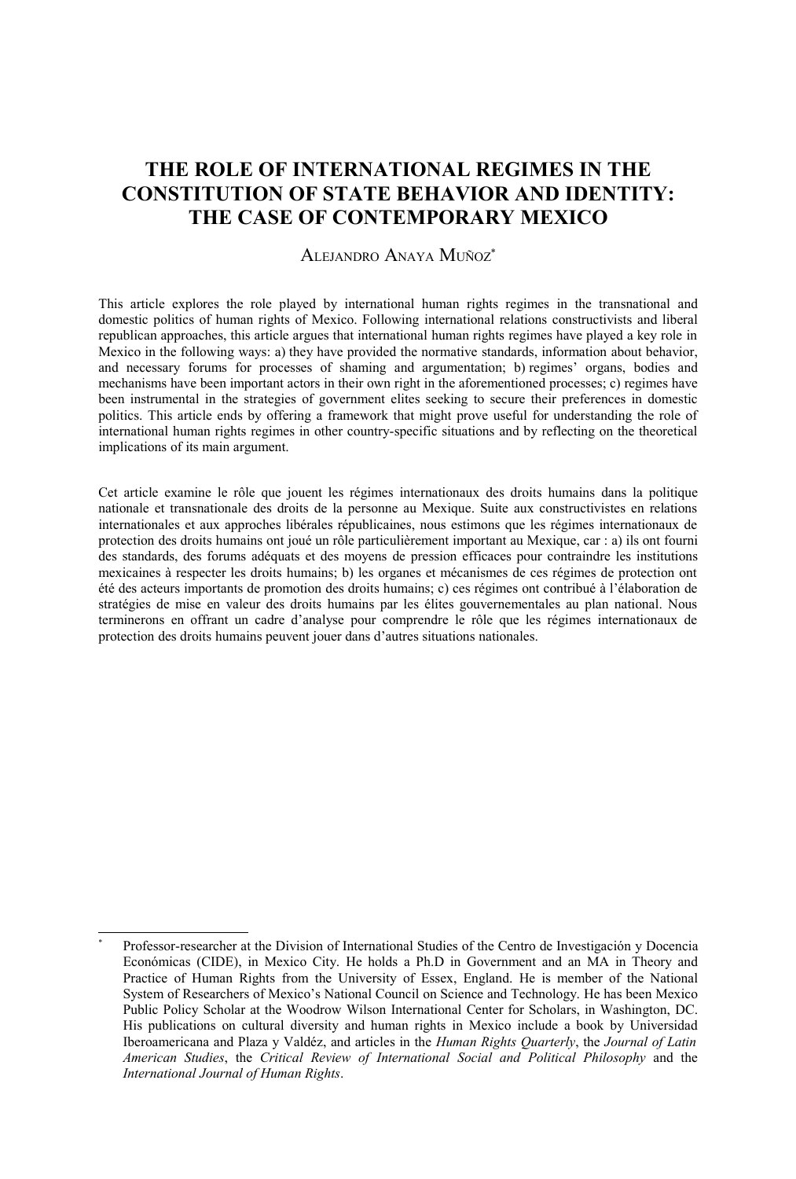# THE ROLE OF INTERNATIONAL REGIMES IN THE CONSTITUTION OF STATE BEHAVIOR AND IDENTITY: THE CASE OF CONTEMPORARY MEXICO

ALEJANDRO ANAYA MUÑOZ[*]

This article explores the role played by international human rights regimes in the transnational and domestic politics of human rights of Mexico. Following international relations constructivists and liberal republican approaches, this article argues that international human rights regimes have played a key role in Mexico in the following ways: a) they have provided the normative standards, information about behavior, and necessary forums for processes of shaming and argumentation; b) regimes' organs, bodies and mechanisms have been important actors in their own right in the aforementioned processes; c) regimes have been instrumental in the strategies of government elites seeking to secure their preferences in domestic politics. This article ends by offering a framework that might prove useful for understanding the role of international human rights regimes in other country-specific situations and by reflecting on the theoretical implications of its main argument.

Cet article examine le rôle que jouent les régimes internationaux des droits humains dans la politique nationale et transnationale des droits de la personne au Mexique. Suite aux constructivistes en relations internationales et aux approches libérales républicaines, nous estimons que les régimes internationaux de protection des droits humains ont joué un rôle particulièrement important au Mexique, car : a) ils ont fourni des standards, des forums adéquats et des moyens de pression efficaces pour contraindre les institutions mexicaines à respecter les droits humains; b) les organes et mécanismes de ces régimes de protection ont été des acteurs importants de promotion des droits humains; c) ces régimes ont contribué à l'élaboration de stratégies de mise en valeur des droits humains par les élites gouvernementales au plan national. Nous terminerons en offrant un cadre d'analyse pour comprendre le rôle que les régimes internationaux de protection des droits humains peuvent jouer dans d'autres situations nationales.

---

[*] Professor-researcher at the Division of International Studies of the Centro de Investigación y Docencia Económicas (CIDE), in Mexico City. He holds a Ph.D in Government and an MA in Theory and Practice of Human Rights from the University of Essex, England. He is member of the National System of Researchers of Mexico's National Council on Science and Technology. He has been Mexico Public Policy Scholar at the Woodrow Wilson International Center for Scholars, in Washington, DC. His publications on cultural diversity and human rights in Mexico include a book by Universidad Iberoamericana and Plaza y Valdéz, and articles in the *Human Rights Quarterly*, the *Journal of Latin American Studies*, the *Critical Review of International Social and Political Philosophy* and the *International Journal of Human Rights*.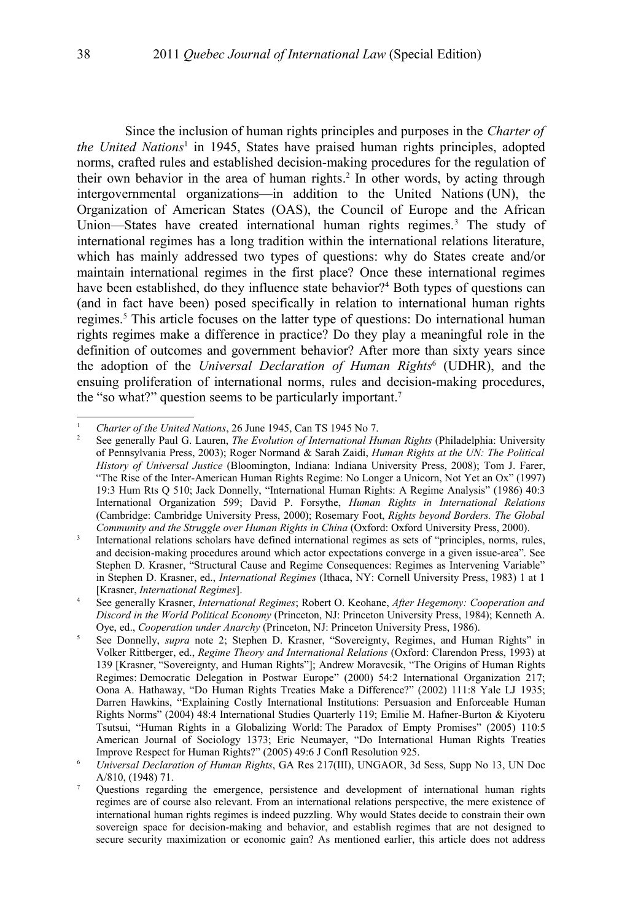Since the inclusion of human rights principles and purposes in the *Charter of the United Nations*[1] in 1945, States have praised human rights principles, adopted norms, crafted rules and established decision-making procedures for the regulation of their own behavior in the area of human rights.[2] In other words, by acting through intergovernmental organizations—in addition to the United Nations (UN), the Organization of American States (OAS), the Council of Europe and the African Union—States have created international human rights regimes.[3] The study of international regimes has a long tradition within the international relations literature, which has mainly addressed two types of questions: why do States create and/or maintain international regimes in the first place? Once these international regimes have been established, do they influence state behavior?[4] Both types of questions can (and in fact have been) posed specifically in relation to international human rights regimes.[5] This article focuses on the latter type of questions: Do international human rights regimes make a difference in practice? Do they play a meaningful role in the definition of outcomes and government behavior? After more than sixty years since the adoption of the *Universal Declaration of Human Rights*[6] (UDHR), and the ensuing proliferation of international norms, rules and decision-making procedures, the "so what?" question seems to be particularly important.[7]

---

[1] *Charter of the United Nations*, 26 June 1945, Can TS 1945 No 7.

[2] See generally Paul G. Lauren, *The Evolution of International Human Rights* (Philadelphia: University of Pennsylvania Press, 2003); Roger Normand & Sarah Zaidi, *Human Rights at the UN: The Political History of Universal Justice* (Bloomington, Indiana: Indiana University Press, 2008); Tom J. Farer, "The Rise of the Inter-American Human Rights Regime: No Longer a Unicorn, Not Yet an Ox" (1997) 19:3 Hum Rts Q 510; Jack Donnelly, "International Human Rights: A Regime Analysis" (1986) 40:3 International Organization 599; David P. Forsythe, *Human Rights in International Relations* (Cambridge: Cambridge University Press, 2000); Rosemary Foot, *Rights beyond Borders. The Global Community and the Struggle over Human Rights in China* (Oxford: Oxford University Press, 2000).

[3] International relations scholars have defined international regimes as sets of "principles, norms, rules, and decision-making procedures around which actor expectations converge in a given issue-area". See Stephen D. Krasner, "Structural Cause and Regime Consequences: Regimes as Intervening Variable" in Stephen D. Krasner, ed., *International Regimes* (Ithaca, NY: Cornell University Press, 1983) 1 at 1 [Krasner, *International Regimes*].

[4] See generally Krasner, *International Regimes*; Robert O. Keohane, *After Hegemony: Cooperation and Discord in the World Political Economy* (Princeton, NJ: Princeton University Press, 1984); Kenneth A. Oye, ed., *Cooperation under Anarchy* (Princeton, NJ: Princeton University Press, 1986).

[5] See Donnelly, *supra* note 2; Stephen D. Krasner, "Sovereignty, Regimes, and Human Rights" in Volker Rittberger, ed., *Regime Theory and International Relations* (Oxford: Clarendon Press, 1993) at 139 [Krasner, "Sovereignty, and Human Rights"]; Andrew Moravcsik, "The Origins of Human Rights Regimes: Democratic Delegation in Postwar Europe" (2000) 54:2 International Organization 217; Oona A. Hathaway, "Do Human Rights Treaties Make a Difference?" (2002) 111:8 Yale LJ 1935; Darren Hawkins, "Explaining Costly International Institutions: Persuasion and Enforceable Human Rights Norms" (2004) 48:4 International Studies Quarterly 119; Emilie M. Hafner-Burton & Kiyoteru Tsutsui, "Human Rights in a Globalizing World: The Paradox of Empty Promises" (2005) 110:5 American Journal of Sociology 1373; Eric Neumayer, "Do International Human Rights Treaties Improve Respect for Human Rights?" (2005) 49:6 J Confl Resolution 925.

[6] *Universal Declaration of Human Rights*, GA Res 217(III), UNGAOR, 3d Sess, Supp No 13, UN Doc A/810, (1948) 71.

[7] Questions regarding the emergence, persistence and development of international human rights regimes are of course also relevant. From an international relations perspective, the mere existence of international human rights regimes is indeed puzzling. Why would States decide to constrain their own sovereign space for decision-making and behavior, and establish regimes that are not designed to secure security maximization or economic gain? As mentioned earlier, this article does not address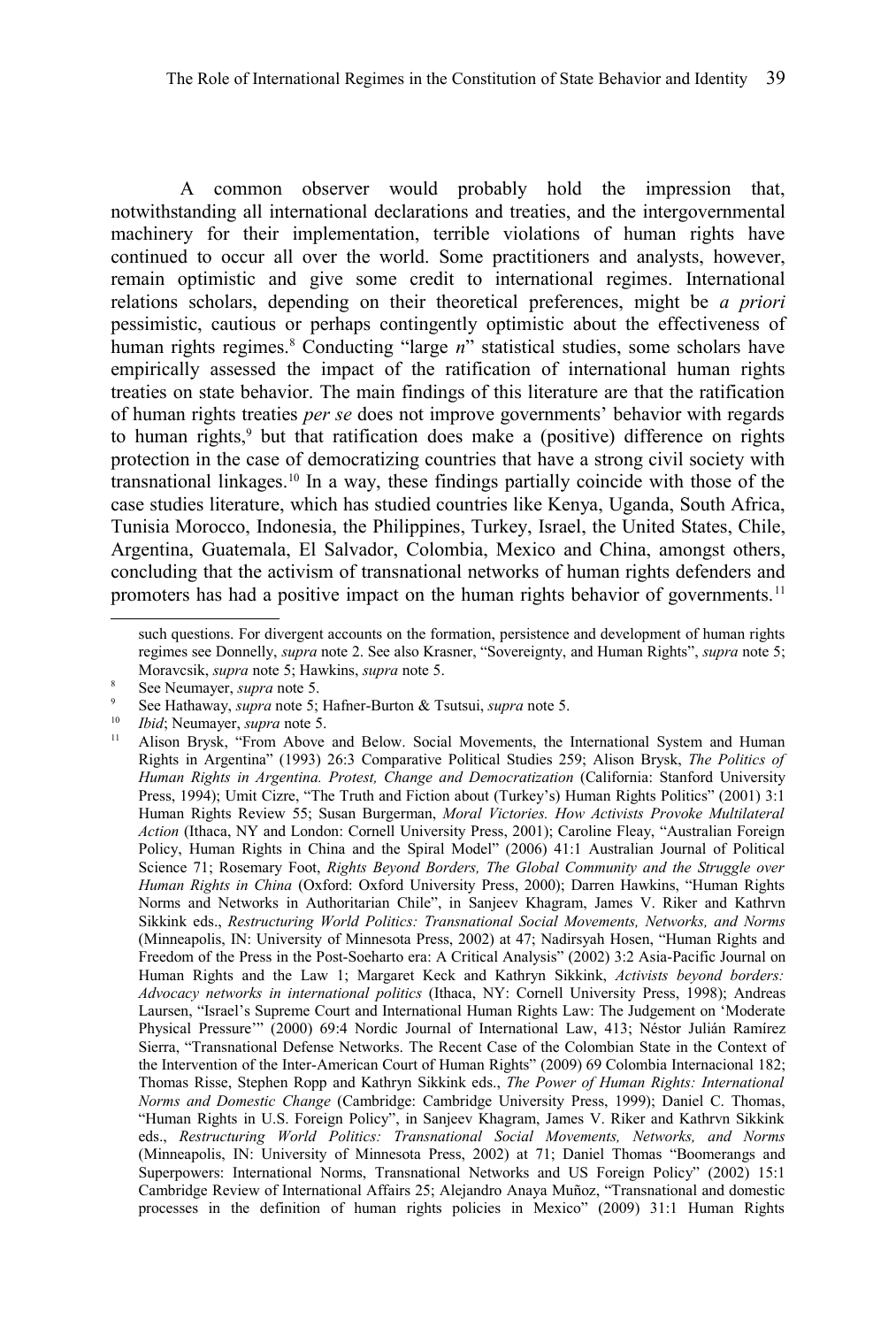A common observer would probably hold the impression that, notwithstanding all international declarations and treaties, and the intergovernmental machinery for their implementation, terrible violations of human rights have continued to occur all over the world. Some practitioners and analysts, however, remain optimistic and give some credit to international regimes. International relations scholars, depending on their theoretical preferences, might be *a priori* pessimistic, cautious or perhaps contingently optimistic about the effectiveness of human rights regimes.[8] Conducting "large *n*" statistical studies, some scholars have empirically assessed the impact of the ratification of international human rights treaties on state behavior. The main findings of this literature are that the ratification of human rights treaties *per se* does not improve governments' behavior with regards to human rights,[9] but that ratification does make a (positive) difference on rights protection in the case of democratizing countries that have a strong civil society with transnational linkages.[10] In a way, these findings partially coincide with those of the case studies literature, which has studied countries like Kenya, Uganda, South Africa, Tunisia Morocco, Indonesia, the Philippines, Turkey, Israel, the United States, Chile, Argentina, Guatemala, El Salvador, Colombia, Mexico and China, amongst others, concluding that the activism of transnational networks of human rights defenders and promoters has had a positive impact on the human rights behavior of governments.[11]

---

such questions. For divergent accounts on the formation, persistence and development of human rights regimes see Donnelly, *supra* note 2. See also Krasner, "Sovereignty, and Human Rights", *supra* note 5; Moravcsik, *supra* note 5; Hawkins, *supra* note 5.

[8] See Neumayer, *supra* note 5.

[9] See Hathaway, *supra* note 5; Hafner-Burton & Tsutsui, *supra* note 5.

[10] *Ibid*; Neumayer, *supra* note 5.

[11] Alison Brysk, "From Above and Below. Social Movements, the International System and Human Rights in Argentina" (1993) 26:3 Comparative Political Studies 259; Alison Brysk, *The Politics of Human Rights in Argentina. Protest, Change and Democratization* (California: Stanford University Press, 1994); Umit Cizre, "The Truth and Fiction about (Turkey's) Human Rights Politics" (2001) 3:1 Human Rights Review 55; Susan Burgerman, *Moral Victories. How Activists Provoke Multilateral Action* (Ithaca, NY and London: Cornell University Press, 2001); Caroline Fleay, "Australian Foreign Policy, Human Rights in China and the Spiral Model" (2006) 41:1 Australian Journal of Political Science 71; Rosemary Foot, *Rights Beyond Borders, The Global Community and the Struggle over Human Rights in China* (Oxford: Oxford University Press, 2000); Darren Hawkins, "Human Rights Norms and Networks in Authoritarian Chile", in Sanjeev Khagram, James V. Riker and Kathrvn Sikkink eds., *Restructuring World Politics: Transnational Social Movements, Networks, and Norms* (Minneapolis, IN: University of Minnesota Press, 2002) at 47; Nadirsyah Hosen, "Human Rights and Freedom of the Press in the Post-Soeharto era: A Critical Analysis" (2002) 3:2 Asia-Pacific Journal on Human Rights and the Law 1; Margaret Keck and Kathryn Sikkink, *Activists beyond borders: Advocacy networks in international politics* (Ithaca, NY: Cornell University Press, 1998); Andreas Laursen, "Israel's Supreme Court and International Human Rights Law: The Judgement on 'Moderate Physical Pressure'" (2000) 69:4 Nordic Journal of International Law, 413; Néstor Julián Ramírez Sierra, "Transnational Defense Networks. The Recent Case of the Colombian State in the Context of the Intervention of the Inter-American Court of Human Rights" (2009) 69 Colombia Internacional 182; Thomas Risse, Stephen Ropp and Kathryn Sikkink eds., *The Power of Human Rights: International Norms and Domestic Change* (Cambridge: Cambridge University Press, 1999); Daniel C. Thomas, "Human Rights in U.S. Foreign Policy", in Sanjeev Khagram, James V. Riker and Kathrvn Sikkink eds., *Restructuring World Politics: Transnational Social Movements, Networks, and Norms* (Minneapolis, IN: University of Minnesota Press, 2002) at 71; Daniel Thomas "Boomerangs and Superpowers: International Norms, Transnational Networks and US Foreign Policy" (2002) 15:1 Cambridge Review of International Affairs 25; Alejandro Anaya Muñoz, "Transnational and domestic processes in the definition of human rights policies in Mexico" (2009) 31:1 Human Rights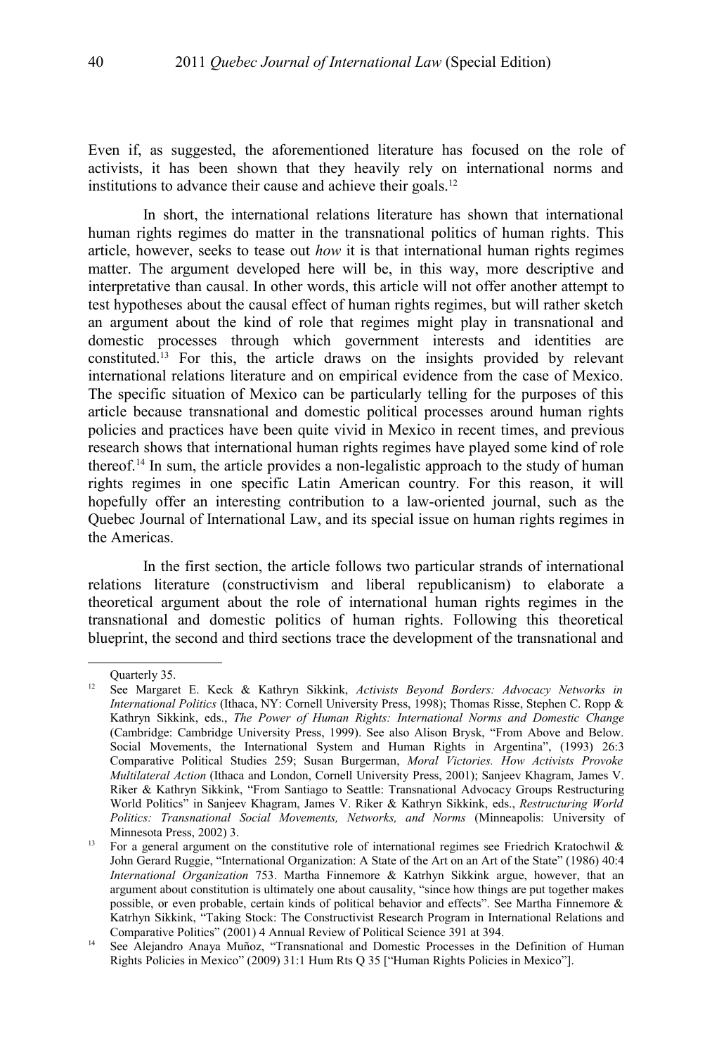Even if, as suggested, the aforementioned literature has focused on the role of activists, it has been shown that they heavily rely on international norms and institutions to advance their cause and achieve their goals.[12]

In short, the international relations literature has shown that international human rights regimes do matter in the transnational politics of human rights. This article, however, seeks to tease out *how* it is that international human rights regimes matter. The argument developed here will be, in this way, more descriptive and interpretative than causal. In other words, this article will not offer another attempt to test hypotheses about the causal effect of human rights regimes, but will rather sketch an argument about the kind of role that regimes might play in transnational and domestic processes through which government interests and identities are constituted.[13] For this, the article draws on the insights provided by relevant international relations literature and on empirical evidence from the case of Mexico. The specific situation of Mexico can be particularly telling for the purposes of this article because transnational and domestic political processes around human rights policies and practices have been quite vivid in Mexico in recent times, and previous research shows that international human rights regimes have played some kind of role thereof.[14] In sum, the article provides a non-legalistic approach to the study of human rights regimes in one specific Latin American country. For this reason, it will hopefully offer an interesting contribution to a law-oriented journal, such as the Quebec Journal of International Law, and its special issue on human rights regimes in the Americas.

In the first section, the article follows two particular strands of international relations literature (constructivism and liberal republicanism) to elaborate a theoretical argument about the role of international human rights regimes in the transnational and domestic politics of human rights. Following this theoretical blueprint, the second and third sections trace the development of the transnational and

---

Quarterly 35.

[12] See Margaret E. Keck & Kathryn Sikkink, *Activists Beyond Borders: Advocacy Networks in International Politics* (Ithaca, NY: Cornell University Press, 1998); Thomas Risse, Stephen C. Ropp & Kathryn Sikkink, eds., *The Power of Human Rights: International Norms and Domestic Change* (Cambridge: Cambridge University Press, 1999). See also Alison Brysk, "From Above and Below. Social Movements, the International System and Human Rights in Argentina", (1993) 26:3 Comparative Political Studies 259; Susan Burgerman, *Moral Victories. How Activists Provoke Multilateral Action* (Ithaca and London, Cornell University Press, 2001); Sanjeev Khagram, James V. Riker & Kathryn Sikkink, "From Santiago to Seattle: Transnational Advocacy Groups Restructuring World Politics" in Sanjeev Khagram, James V. Riker & Kathryn Sikkink, eds., *Restructuring World Politics: Transnational Social Movements, Networks, and Norms* (Minneapolis: University of Minnesota Press, 2002) 3.

[13] For a general argument on the constitutive role of international regimes see Friedrich Kratochwil & John Gerard Ruggie, "International Organization: A State of the Art on an Art of the State" (1986) 40:4 *International Organization* 753. Martha Finnemore & Katrhyn Sikkink argue, however, that an argument about constitution is ultimately one about causality, "since how things are put together makes possible, or even probable, certain kinds of political behavior and effects". See Martha Finnemore & Katrhyn Sikkink, "Taking Stock: The Constructivist Research Program in International Relations and Comparative Politics" (2001) 4 Annual Review of Political Science 391 at 394.

[14] See Alejandro Anaya Muñoz, "Transnational and Domestic Processes in the Definition of Human Rights Policies in Mexico" (2009) 31:1 Hum Rts Q 35 ["Human Rights Policies in Mexico"].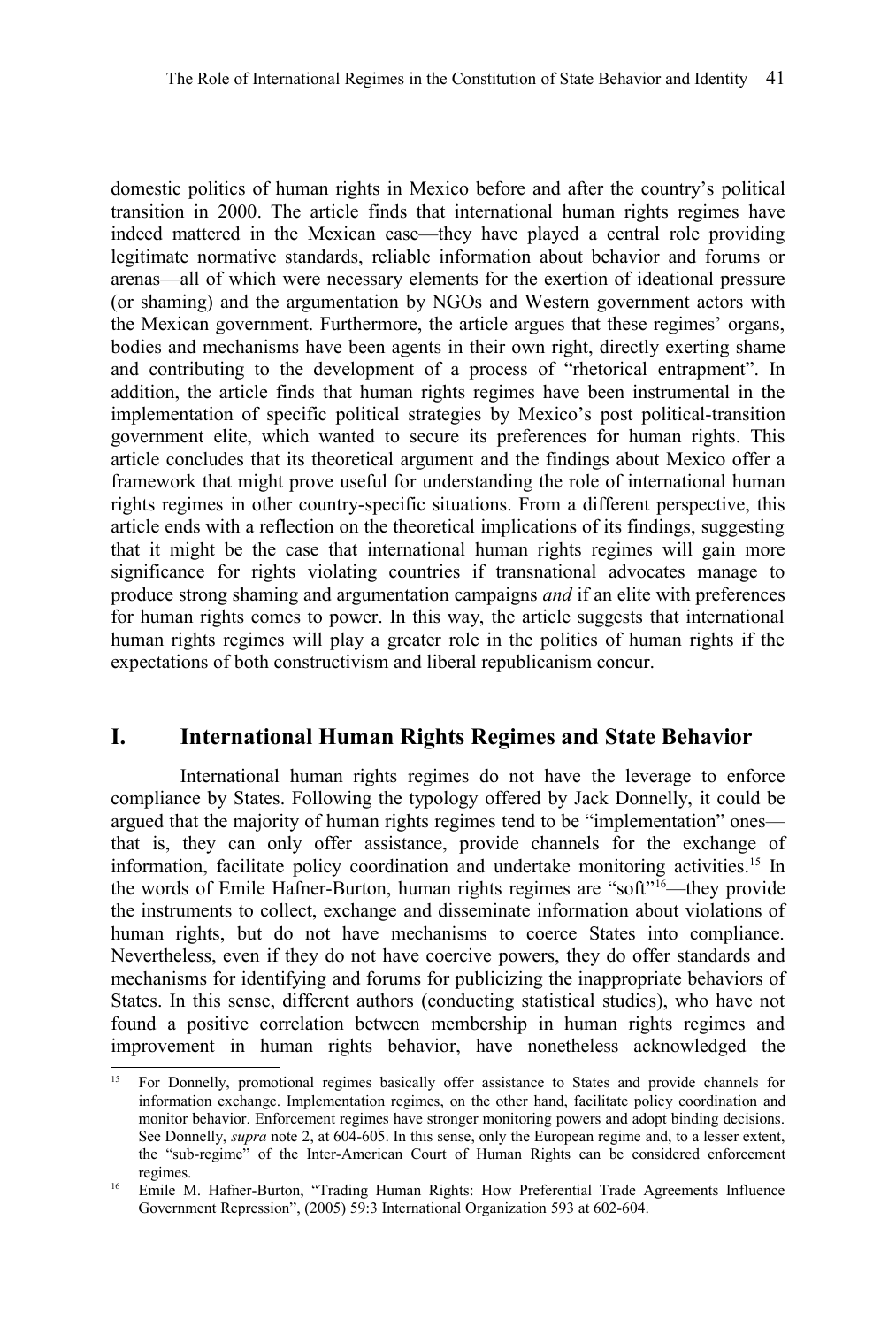domestic politics of human rights in Mexico before and after the country's political transition in 2000. The article finds that international human rights regimes have indeed mattered in the Mexican case—they have played a central role providing legitimate normative standards, reliable information about behavior and forums or arenas—all of which were necessary elements for the exertion of ideational pressure (or shaming) and the argumentation by NGOs and Western government actors with the Mexican government. Furthermore, the article argues that these regimes' organs, bodies and mechanisms have been agents in their own right, directly exerting shame and contributing to the development of a process of "rhetorical entrapment". In addition, the article finds that human rights regimes have been instrumental in the implementation of specific political strategies by Mexico's post political-transition government elite, which wanted to secure its preferences for human rights. This article concludes that its theoretical argument and the findings about Mexico offer a framework that might prove useful for understanding the role of international human rights regimes in other country-specific situations. From a different perspective, this article ends with a reflection on the theoretical implications of its findings, suggesting that it might be the case that international human rights regimes will gain more significance for rights violating countries if transnational advocates manage to produce strong shaming and argumentation campaigns *and* if an elite with preferences for human rights comes to power. In this way, the article suggests that international human rights regimes will play a greater role in the politics of human rights if the expectations of both constructivism and liberal republicanism concur.

## I. International Human Rights Regimes and State Behavior

International human rights regimes do not have the leverage to enforce compliance by States. Following the typology offered by Jack Donnelly, it could be argued that the majority of human rights regimes tend to be "implementation" ones—that is, they can only offer assistance, provide channels for the exchange of information, facilitate policy coordination and undertake monitoring activities.[15] In the words of Emile Hafner-Burton, human rights regimes are "soft"[16]—they provide the instruments to collect, exchange and disseminate information about violations of human rights, but do not have mechanisms to coerce States into compliance. Nevertheless, even if they do not have coercive powers, they do offer standards and mechanisms for identifying and forums for publicizing the inappropriate behaviors of States. In this sense, different authors (conducting statistical studies), who have not found a positive correlation between membership in human rights regimes and improvement in human rights behavior, have nonetheless acknowledged the

---

[15] For Donnelly, promotional regimes basically offer assistance to States and provide channels for information exchange. Implementation regimes, on the other hand, facilitate policy coordination and monitor behavior. Enforcement regimes have stronger monitoring powers and adopt binding decisions. See Donnelly, *supra* note 2, at 604-605. In this sense, only the European regime and, to a lesser extent, the "sub-regime" of the Inter-American Court of Human Rights can be considered enforcement regimes.

[16] Emile M. Hafner-Burton, "Trading Human Rights: How Preferential Trade Agreements Influence Government Repression", (2005) 59:3 International Organization 593 at 602-604.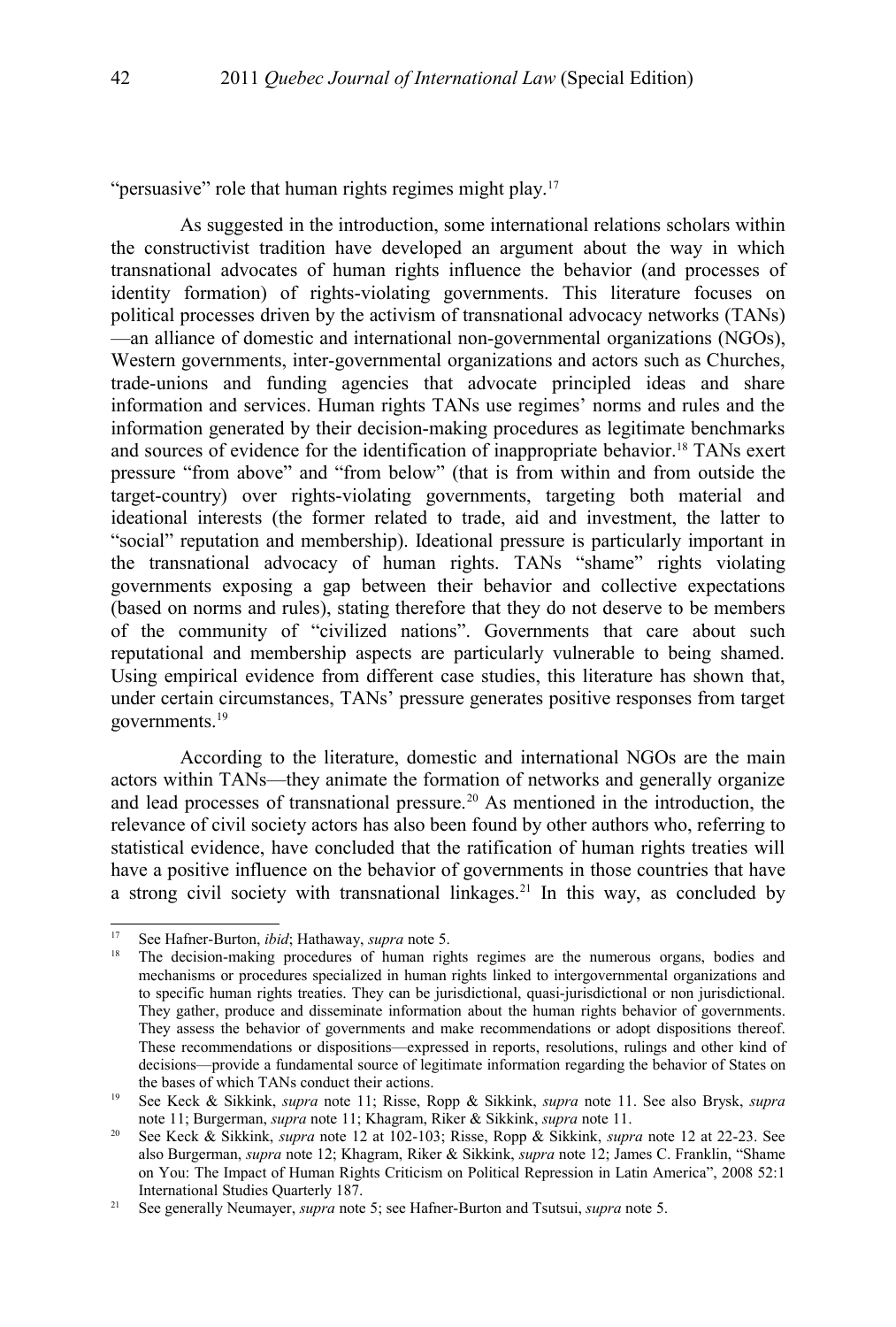"persuasive" role that human rights regimes might play.[17]

As suggested in the introduction, some international relations scholars within the constructivist tradition have developed an argument about the way in which transnational advocates of human rights influence the behavior (and processes of identity formation) of rights-violating governments. This literature focuses on political processes driven by the activism of transnational advocacy networks (TANs)—an alliance of domestic and international non-governmental organizations (NGOs), Western governments, inter-governmental organizations and actors such as Churches, trade-unions and funding agencies that advocate principled ideas and share information and services. Human rights TANs use regimes' norms and rules and the information generated by their decision-making procedures as legitimate benchmarks and sources of evidence for the identification of inappropriate behavior.[18] TANs exert pressure "from above" and "from below" (that is from within and from outside the target-country) over rights-violating governments, targeting both material and ideational interests (the former related to trade, aid and investment, the latter to "social" reputation and membership). Ideational pressure is particularly important in the transnational advocacy of human rights. TANs "shame" rights violating governments exposing a gap between their behavior and collective expectations (based on norms and rules), stating therefore that they do not deserve to be members of the community of "civilized nations". Governments that care about such reputational and membership aspects are particularly vulnerable to being shamed. Using empirical evidence from different case studies, this literature has shown that, under certain circumstances, TANs' pressure generates positive responses from target governments.[19]

According to the literature, domestic and international NGOs are the main actors within TANs—they animate the formation of networks and generally organize and lead processes of transnational pressure.[20] As mentioned in the introduction, the relevance of civil society actors has also been found by other authors who, referring to statistical evidence, have concluded that the ratification of human rights treaties will have a positive influence on the behavior of governments in those countries that have a strong civil society with transnational linkages.[21] In this way, as concluded by

---

[17] See Hafner-Burton, *ibid*; Hathaway, *supra* note 5.

[18] The decision-making procedures of human rights regimes are the numerous organs, bodies and mechanisms or procedures specialized in human rights linked to intergovernmental organizations and to specific human rights treaties. They can be jurisdictional, quasi-jurisdictional or non jurisdictional. They gather, produce and disseminate information about the human rights behavior of governments. They assess the behavior of governments and make recommendations or adopt dispositions thereof. These recommendations or dispositions—expressed in reports, resolutions, rulings and other kind of decisions—provide a fundamental source of legitimate information regarding the behavior of States on the bases of which TANs conduct their actions.

[19] See Keck & Sikkink, *supra* note 11; Risse, Ropp & Sikkink, *supra* note 11. See also Brysk, *supra* note 11; Burgerman, *supra* note 11; Khagram, Riker & Sikkink, *supra* note 11.

[20] See Keck & Sikkink, *supra* note 12 at 102-103; Risse, Ropp & Sikkink, *supra* note 12 at 22-23. See also Burgerman, *supra* note 12; Khagram, Riker & Sikkink, *supra* note 12; James C. Franklin, "Shame on You: The Impact of Human Rights Criticism on Political Repression in Latin America", 2008 52:1 International Studies Quarterly 187.

[21] See generally Neumayer, *supra* note 5; see Hafner-Burton and Tsutsui, *supra* note 5.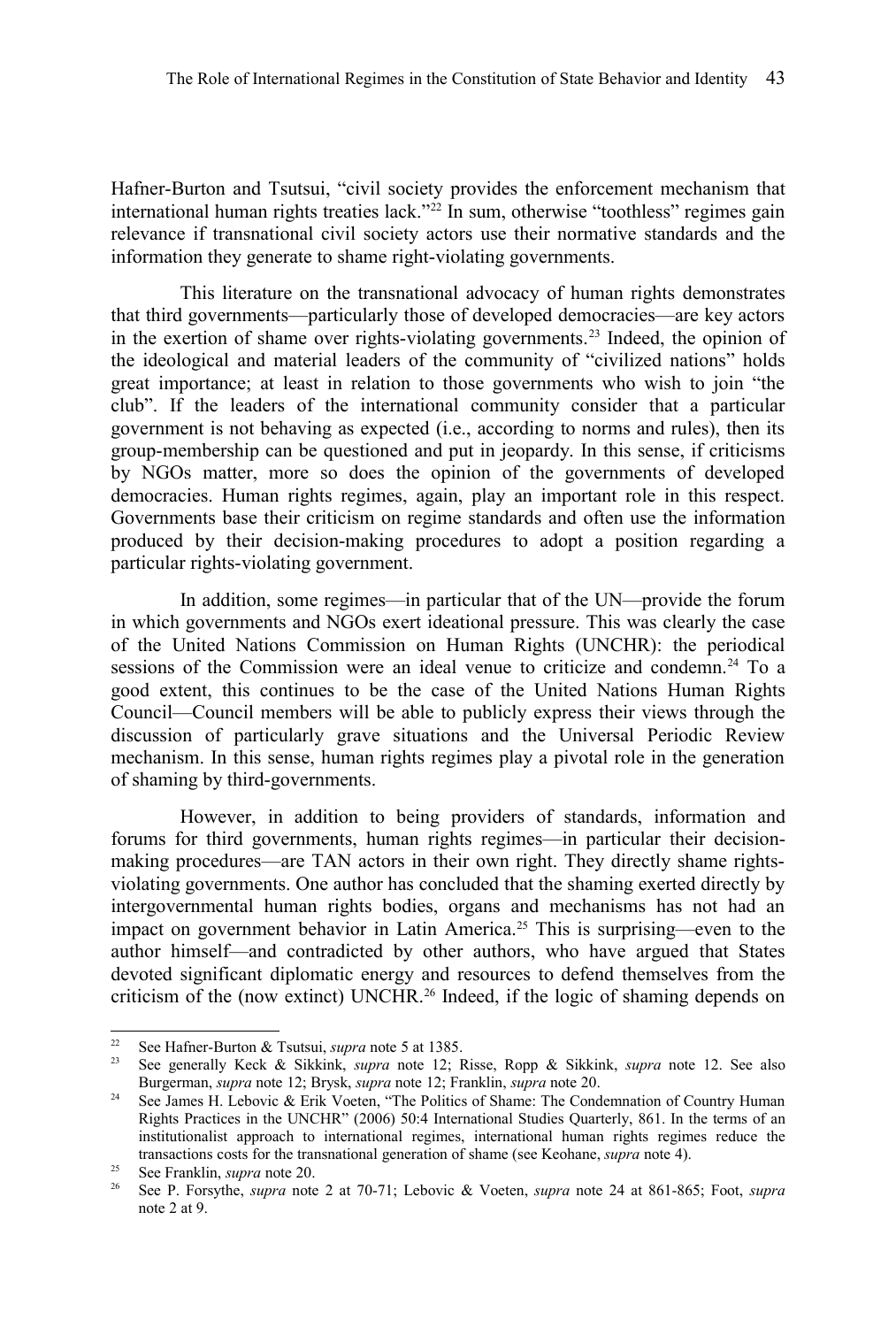Hafner-Burton and Tsutsui, "civil society provides the enforcement mechanism that international human rights treaties lack."[22] In sum, otherwise "toothless" regimes gain relevance if transnational civil society actors use their normative standards and the information they generate to shame right-violating governments.

This literature on the transnational advocacy of human rights demonstrates that third governments—particularly those of developed democracies—are key actors in the exertion of shame over rights-violating governments.[23] Indeed, the opinion of the ideological and material leaders of the community of "civilized nations" holds great importance; at least in relation to those governments who wish to join "the club". If the leaders of the international community consider that a particular government is not behaving as expected (i.e., according to norms and rules), then its group-membership can be questioned and put in jeopardy. In this sense, if criticisms by NGOs matter, more so does the opinion of the governments of developed democracies. Human rights regimes, again, play an important role in this respect. Governments base their criticism on regime standards and often use the information produced by their decision-making procedures to adopt a position regarding a particular rights-violating government.

In addition, some regimes—in particular that of the UN—provide the forum in which governments and NGOs exert ideational pressure. This was clearly the case of the United Nations Commission on Human Rights (UNCHR): the periodical sessions of the Commission were an ideal venue to criticize and condemn.[24] To a good extent, this continues to be the case of the United Nations Human Rights Council—Council members will be able to publicly express their views through the discussion of particularly grave situations and the Universal Periodic Review mechanism. In this sense, human rights regimes play a pivotal role in the generation of shaming by third-governments.

However, in addition to being providers of standards, information and forums for third governments, human rights regimes—in particular their decision-making procedures—are TAN actors in their own right. They directly shame rights-violating governments. One author has concluded that the shaming exerted directly by intergovernmental human rights bodies, organs and mechanisms has not had an impact on government behavior in Latin America.[25] This is surprising—even to the author himself—and contradicted by other authors, who have argued that States devoted significant diplomatic energy and resources to defend themselves from the criticism of the (now extinct) UNCHR.[26] Indeed, if the logic of shaming depends on

---

[22] See Hafner-Burton & Tsutsui, *supra* note 5 at 1385.

[23] See generally Keck & Sikkink, *supra* note 12; Risse, Ropp & Sikkink, *supra* note 12. See also Burgerman, *supra* note 12; Brysk, *supra* note 12; Franklin, *supra* note 20.

[24] See James H. Lebovic & Erik Voeten, "The Politics of Shame: The Condemnation of Country Human Rights Practices in the UNCHR" (2006) 50:4 International Studies Quarterly, 861. In the terms of an institutionalist approach to international regimes, international human rights regimes reduce the transactions costs for the transnational generation of shame (see Keohane, *supra* note 4).

[25] See Franklin, *supra* note 20.

[26] See P. Forsythe, *supra* note 2 at 70-71; Lebovic & Voeten, *supra* note 24 at 861-865; Foot, *supra* note 2 at 9.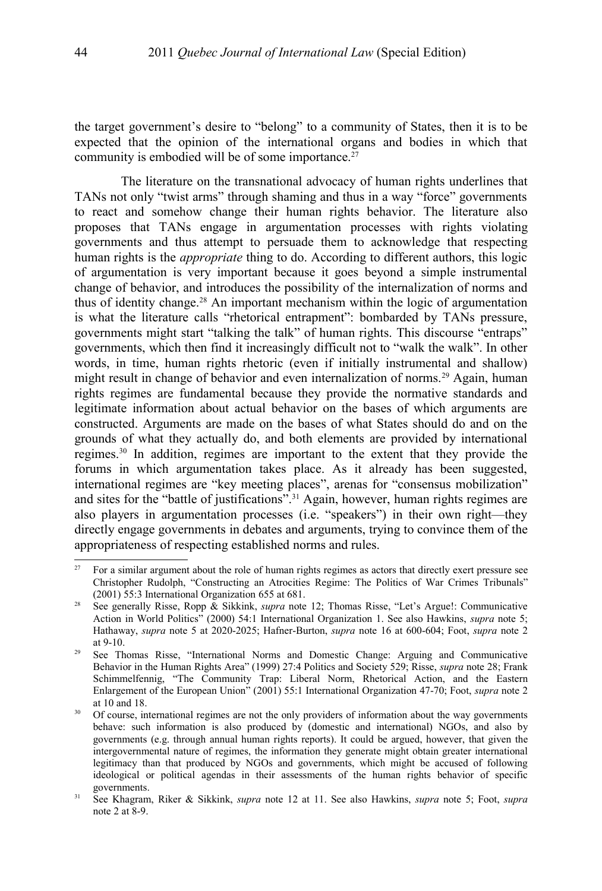the target government's desire to "belong" to a community of States, then it is to be expected that the opinion of the international organs and bodies in which that community is embodied will be of some importance.[27]

The literature on the transnational advocacy of human rights underlines that TANs not only "twist arms" through shaming and thus in a way "force" governments to react and somehow change their human rights behavior. The literature also proposes that TANs engage in argumentation processes with rights violating governments and thus attempt to persuade them to acknowledge that respecting human rights is the *appropriate* thing to do. According to different authors, this logic of argumentation is very important because it goes beyond a simple instrumental change of behavior, and introduces the possibility of the internalization of norms and thus of identity change.[28] An important mechanism within the logic of argumentation is what the literature calls "rhetorical entrapment": bombarded by TANs pressure, governments might start "talking the talk" of human rights. This discourse "entraps" governments, which then find it increasingly difficult not to "walk the walk". In other words, in time, human rights rhetoric (even if initially instrumental and shallow) might result in change of behavior and even internalization of norms.[29] Again, human rights regimes are fundamental because they provide the normative standards and legitimate information about actual behavior on the bases of which arguments are constructed. Arguments are made on the bases of what States should do and on the grounds of what they actually do, and both elements are provided by international regimes.[30] In addition, regimes are important to the extent that they provide the forums in which argumentation takes place. As it already has been suggested, international regimes are "key meeting places", arenas for "consensus mobilization" and sites for the "battle of justifications".[31] Again, however, human rights regimes are also players in argumentation processes (i.e. "speakers") in their own right—they directly engage governments in debates and arguments, trying to convince them of the appropriateness of respecting established norms and rules.

---

[27] For a similar argument about the role of human rights regimes as actors that directly exert pressure see Christopher Rudolph, "Constructing an Atrocities Regime: The Politics of War Crimes Tribunals" (2001) 55:3 International Organization 655 at 681.

[28] See generally Risse, Ropp & Sikkink, *supra* note 12; Thomas Risse, "Let's Argue!: Communicative Action in World Politics" (2000) 54:1 International Organization 1. See also Hawkins, *supra* note 5; Hathaway, *supra* note 5 at 2020-2025; Hafner-Burton, *supra* note 16 at 600-604; Foot, *supra* note 2 at 9-10.

[29] See Thomas Risse, "International Norms and Domestic Change: Arguing and Communicative Behavior in the Human Rights Area" (1999) 27:4 Politics and Society 529; Risse, *supra* note 28; Frank Schimmelfennig, "The Community Trap: Liberal Norm, Rhetorical Action, and the Eastern Enlargement of the European Union" (2001) 55:1 International Organization 47-70; Foot, *supra* note 2 at 10 and 18.

[30] Of course, international regimes are not the only providers of information about the way governments behave: such information is also produced by (domestic and international) NGOs, and also by governments (e.g. through annual human rights reports). It could be argued, however, that given the intergovernmental nature of regimes, the information they generate might obtain greater international legitimacy than that produced by NGOs and governments, which might be accused of following ideological or political agendas in their assessments of the human rights behavior of specific governments.

[31] See Khagram, Riker & Sikkink, *supra* note 12 at 11. See also Hawkins, *supra* note 5; Foot, *supra* note 2 at 8-9.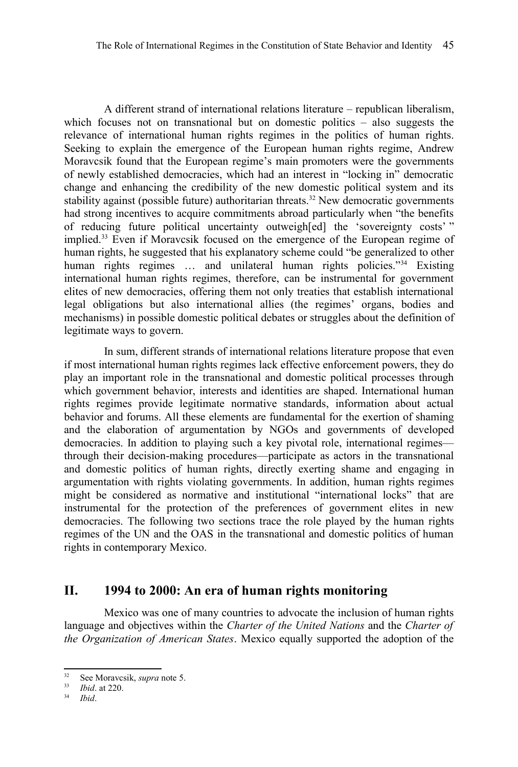A different strand of international relations literature – republican liberalism, which focuses not on transnational but on domestic politics – also suggests the relevance of international human rights regimes in the politics of human rights. Seeking to explain the emergence of the European human rights regime, Andrew Moravcsik found that the European regime's main promoters were the governments of newly established democracies, which had an interest in "locking in" democratic change and enhancing the credibility of the new domestic political system and its stability against (possible future) authoritarian threats.[32] New democratic governments had strong incentives to acquire commitments abroad particularly when "the benefits of reducing future political uncertainty outweigh[ed] the 'sovereignty costs' " implied.[33] Even if Moravcsik focused on the emergence of the European regime of human rights, he suggested that his explanatory scheme could "be generalized to other human rights regimes … and unilateral human rights policies."[34] Existing international human rights regimes, therefore, can be instrumental for government elites of new democracies, offering them not only treaties that establish international legal obligations but also international allies (the regimes' organs, bodies and mechanisms) in possible domestic political debates or struggles about the definition of legitimate ways to govern.

In sum, different strands of international relations literature propose that even if most international human rights regimes lack effective enforcement powers, they do play an important role in the transnational and domestic political processes through which government behavior, interests and identities are shaped. International human rights regimes provide legitimate normative standards, information about actual behavior and forums. All these elements are fundamental for the exertion of shaming and the elaboration of argumentation by NGOs and governments of developed democracies. In addition to playing such a key pivotal role, international regimes—through their decision-making procedures—participate as actors in the transnational and domestic politics of human rights, directly exerting shame and engaging in argumentation with rights violating governments. In addition, human rights regimes might be considered as normative and institutional "international locks" that are instrumental for the protection of the preferences of government elites in new democracies. The following two sections trace the role played by the human rights regimes of the UN and the OAS in the transnational and domestic politics of human rights in contemporary Mexico.

## II. 1994 to 2000: An era of human rights monitoring

Mexico was one of many countries to advocate the inclusion of human rights language and objectives within the *Charter of the United Nations* and the *Charter of the Organization of American States*. Mexico equally supported the adoption of the

---

[32] See Moravcsik, *supra* note 5.

[33] *Ibid*. at 220.

[34] *Ibid*.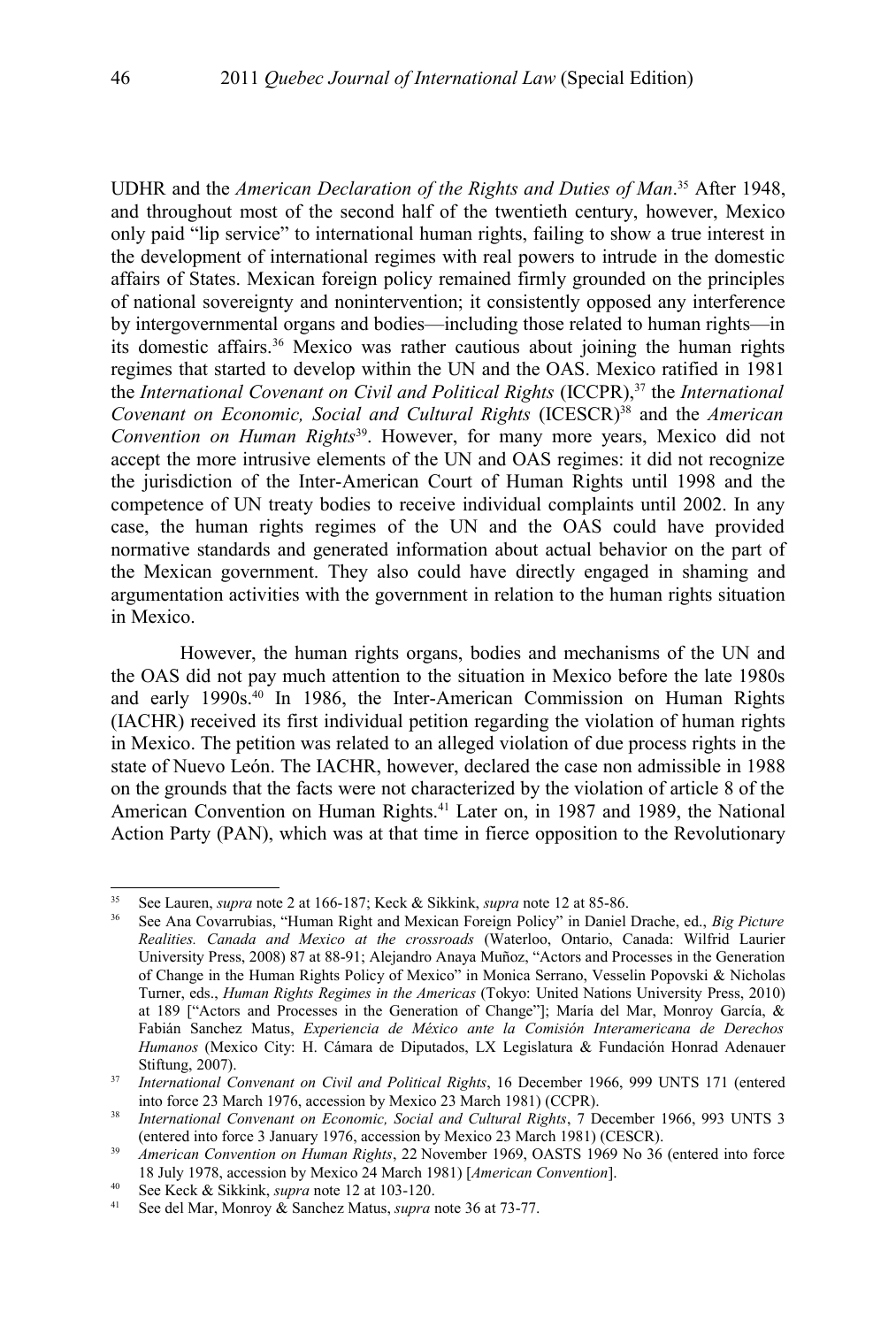UDHR and the *American Declaration of the Rights and Duties of Man*.[35] After 1948, and throughout most of the second half of the twentieth century, however, Mexico only paid "lip service" to international human rights, failing to show a true interest in the development of international regimes with real powers to intrude in the domestic affairs of States. Mexican foreign policy remained firmly grounded on the principles of national sovereignty and nonintervention; it consistently opposed any interference by intergovernmental organs and bodies—including those related to human rights—in its domestic affairs.[36] Mexico was rather cautious about joining the human rights regimes that started to develop within the UN and the OAS. Mexico ratified in 1981 the *International Covenant on Civil and Political Rights* (ICCPR),[37] the *International Covenant on Economic, Social and Cultural Rights* (ICESCR)[38] and the *American Convention on Human Rights*[39]. However, for many more years, Mexico did not accept the more intrusive elements of the UN and OAS regimes: it did not recognize the jurisdiction of the Inter-American Court of Human Rights until 1998 and the competence of UN treaty bodies to receive individual complaints until 2002. In any case, the human rights regimes of the UN and the OAS could have provided normative standards and generated information about actual behavior on the part of the Mexican government. They also could have directly engaged in shaming and argumentation activities with the government in relation to the human rights situation in Mexico.

However, the human rights organs, bodies and mechanisms of the UN and the OAS did not pay much attention to the situation in Mexico before the late 1980s and early 1990s.[40] In 1986, the Inter-American Commission on Human Rights (IACHR) received its first individual petition regarding the violation of human rights in Mexico. The petition was related to an alleged violation of due process rights in the state of Nuevo León. The IACHR, however, declared the case non admissible in 1988 on the grounds that the facts were not characterized by the violation of article 8 of the American Convention on Human Rights.[41] Later on, in 1987 and 1989, the National Action Party (PAN), which was at that time in fierce opposition to the Revolutionary

---

[35] See Lauren, *supra* note 2 at 166-187; Keck & Sikkink, *supra* note 12 at 85-86.

[36] See Ana Covarrubias, "Human Right and Mexican Foreign Policy" in Daniel Drache, ed., *Big Picture Realities. Canada and Mexico at the crossroads* (Waterloo, Ontario, Canada: Wilfrid Laurier University Press, 2008) 87 at 88-91; Alejandro Anaya Muñoz, "Actors and Processes in the Generation of Change in the Human Rights Policy of Mexico" in Monica Serrano, Vesselin Popovski & Nicholas Turner, eds., *Human Rights Regimes in the Americas* (Tokyo: United Nations University Press, 2010) at 189 ["Actors and Processes in the Generation of Change"]; María del Mar, Monroy García, & Fabián Sanchez Matus, *Experiencia de México ante la Comisión Interamericana de Derechos Humanos* (Mexico City: H. Cámara de Diputados, LX Legislatura & Fundación Honrad Adenauer Stiftung, 2007).

[37] *International Covenant on Civil and Political Rights*, 16 December 1966, 999 UNTS 171 (entered into force 23 March 1976, accession by Mexico 23 March 1981) (CCPR).

[38] *International Covenant on Economic, Social and Cultural Rights*, 7 December 1966, 993 UNTS 3 (entered into force 3 January 1976, accession by Mexico 23 March 1981) (CESCR).

[39] *American Convention on Human Rights*, 22 November 1969, OASTS 1969 No 36 (entered into force 18 July 1978, accession by Mexico 24 March 1981) [*American Convention*].

[40] See Keck & Sikkink, *supra* note 12 at 103-120.

[41] See del Mar, Monroy & Sanchez Matus, *supra* note 36 at 73-77.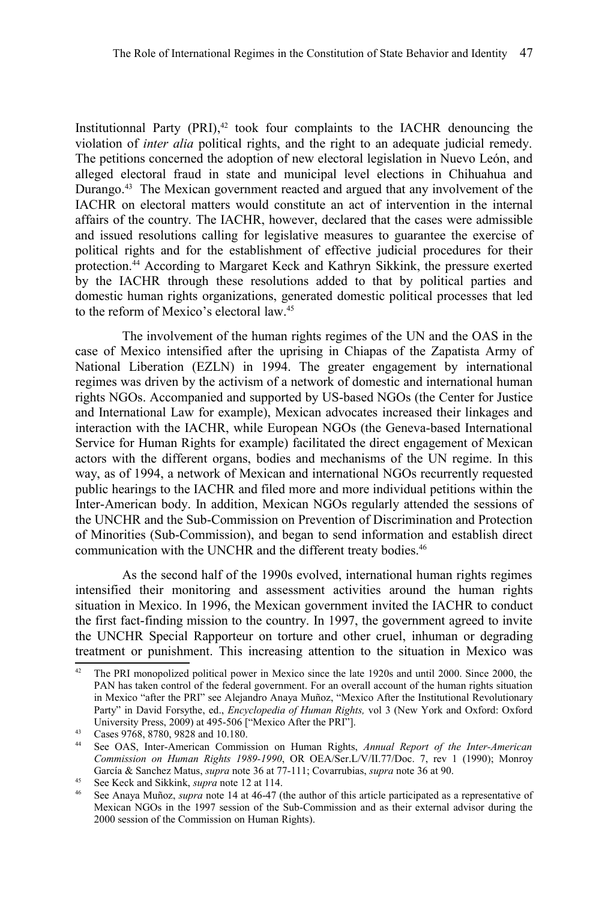Institutionnal Party (PRI),[42] took four complaints to the IACHR denouncing the violation of *inter alia* political rights, and the right to an adequate judicial remedy. The petitions concerned the adoption of new electoral legislation in Nuevo León, and alleged electoral fraud in state and municipal level elections in Chihuahua and Durango.[43] The Mexican government reacted and argued that any involvement of the IACHR on electoral matters would constitute an act of intervention in the internal affairs of the country. The IACHR, however, declared that the cases were admissible and issued resolutions calling for legislative measures to guarantee the exercise of political rights and for the establishment of effective judicial procedures for their protection.[44] According to Margaret Keck and Kathryn Sikkink, the pressure exerted by the IACHR through these resolutions added to that by political parties and domestic human rights organizations, generated domestic political processes that led to the reform of Mexico's electoral law.[45]

The involvement of the human rights regimes of the UN and the OAS in the case of Mexico intensified after the uprising in Chiapas of the Zapatista Army of National Liberation (EZLN) in 1994. The greater engagement by international regimes was driven by the activism of a network of domestic and international human rights NGOs. Accompanied and supported by US-based NGOs (the Center for Justice and International Law for example), Mexican advocates increased their linkages and interaction with the IACHR, while European NGOs (the Geneva-based International Service for Human Rights for example) facilitated the direct engagement of Mexican actors with the different organs, bodies and mechanisms of the UN regime. In this way, as of 1994, a network of Mexican and international NGOs recurrently requested public hearings to the IACHR and filed more and more individual petitions within the Inter-American body. In addition, Mexican NGOs regularly attended the sessions of the UNCHR and the Sub-Commission on Prevention of Discrimination and Protection of Minorities (Sub-Commission), and began to send information and establish direct communication with the UNCHR and the different treaty bodies.[46]

As the second half of the 1990s evolved, international human rights regimes intensified their monitoring and assessment activities around the human rights situation in Mexico. In 1996, the Mexican government invited the IACHR to conduct the first fact-finding mission to the country. In 1997, the government agreed to invite the UNCHR Special Rapporteur on torture and other cruel, inhuman or degrading treatment or punishment. This increasing attention to the situation in Mexico was

---

[42] The PRI monopolized political power in Mexico since the late 1920s and until 2000. Since 2000, the PAN has taken control of the federal government. For an overall account of the human rights situation in Mexico "after the PRI" see Alejandro Anaya Muñoz, "Mexico After the Institutional Revolutionary Party" in David Forsythe, ed., *Encyclopedia of Human Rights,* vol 3 (New York and Oxford: Oxford University Press, 2009) at 495-506 ["Mexico After the PRI"].

[43] Cases 9768, 8780, 9828 and 10.180.

[44] See OAS, Inter-American Commission on Human Rights, *Annual Report of the Inter-American Commission on Human Rights 1989-1990*, OR OEA/Ser.L/V/II.77/Doc. 7, rev 1 (1990); Monroy García & Sanchez Matus, *supra* note 36 at 77-111; Covarrubias, *supra* note 36 at 90.

[45] See Keck and Sikkink, *supra* note 12 at 114.

[46] See Anaya Muñoz, *supra* note 14 at 46-47 (the author of this article participated as a representative of Mexican NGOs in the 1997 session of the Sub-Commission and as their external advisor during the 2000 session of the Commission on Human Rights).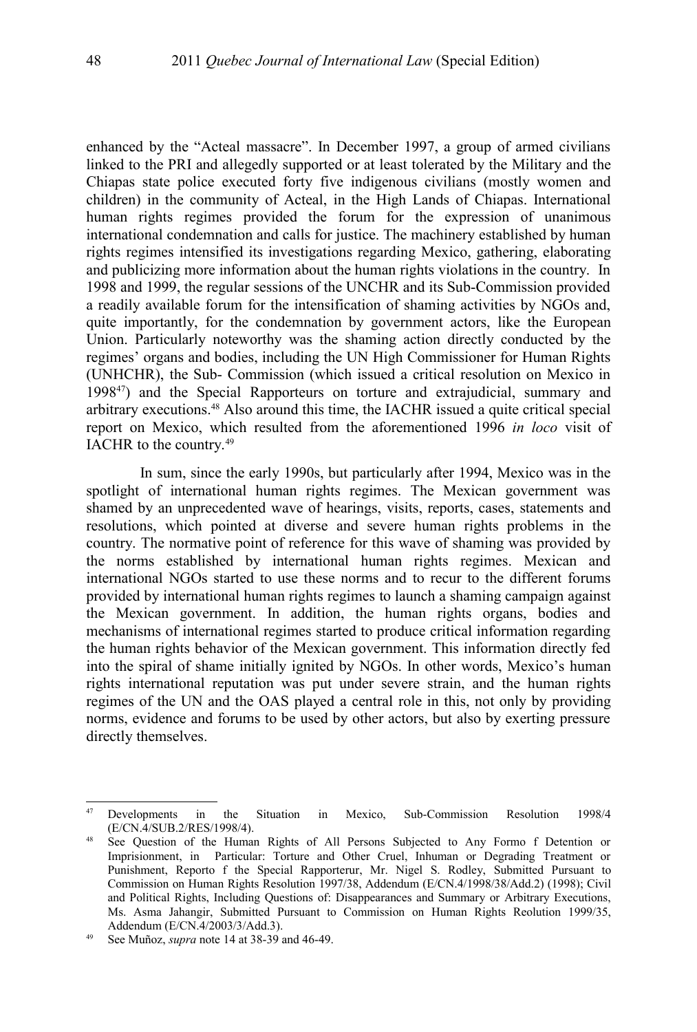enhanced by the "Acteal massacre". In December 1997, a group of armed civilians linked to the PRI and allegedly supported or at least tolerated by the Military and the Chiapas state police executed forty five indigenous civilians (mostly women and children) in the community of Acteal, in the High Lands of Chiapas. International human rights regimes provided the forum for the expression of unanimous international condemnation and calls for justice. The machinery established by human rights regimes intensified its investigations regarding Mexico, gathering, elaborating and publicizing more information about the human rights violations in the country. In 1998 and 1999, the regular sessions of the UNCHR and its Sub-Commission provided a readily available forum for the intensification of shaming activities by NGOs and, quite importantly, for the condemnation by government actors, like the European Union. Particularly noteworthy was the shaming action directly conducted by the regimes' organs and bodies, including the UN High Commissioner for Human Rights (UNHCHR), the Sub- Commission (which issued a critical resolution on Mexico in 1998[47]) and the Special Rapporteurs on torture and extrajudicial, summary and arbitrary executions.[48] Also around this time, the IACHR issued a quite critical special report on Mexico, which resulted from the aforementioned 1996 *in loco* visit of IACHR to the country.[49]

In sum, since the early 1990s, but particularly after 1994, Mexico was in the spotlight of international human rights regimes. The Mexican government was shamed by an unprecedented wave of hearings, visits, reports, cases, statements and resolutions, which pointed at diverse and severe human rights problems in the country. The normative point of reference for this wave of shaming was provided by the norms established by international human rights regimes. Mexican and international NGOs started to use these norms and to recur to the different forums provided by international human rights regimes to launch a shaming campaign against the Mexican government. In addition, the human rights organs, bodies and mechanisms of international regimes started to produce critical information regarding the human rights behavior of the Mexican government. This information directly fed into the spiral of shame initially ignited by NGOs. In other words, Mexico's human rights international reputation was put under severe strain, and the human rights regimes of the UN and the OAS played a central role in this, not only by providing norms, evidence and forums to be used by other actors, but also by exerting pressure directly themselves.

---

[47] Developments in the Situation in Mexico, Sub-Commission Resolution 1998/4 (E/CN.4/SUB.2/RES/1998/4).

[48] See Question of the Human Rights of All Persons Subjected to Any Formo f Detention or Imprisionment, in Particular: Torture and Other Cruel, Inhuman or Degrading Treatment or Punishment, Reporto f the Special Rapporterur, Mr. Nigel S. Rodley, Submitted Pursuant to Commission on Human Rights Resolution 1997/38, Addendum (E/CN.4/1998/38/Add.2) (1998); Civil and Political Rights, Including Questions of: Disappearances and Summary or Arbitrary Executions, Ms. Asma Jahangir, Submitted Pursuant to Commission on Human Rights Reolution 1999/35, Addendum (E/CN.4/2003/3/Add.3).

[49] See Muñoz, *supra* note 14 at 38-39 and 46-49.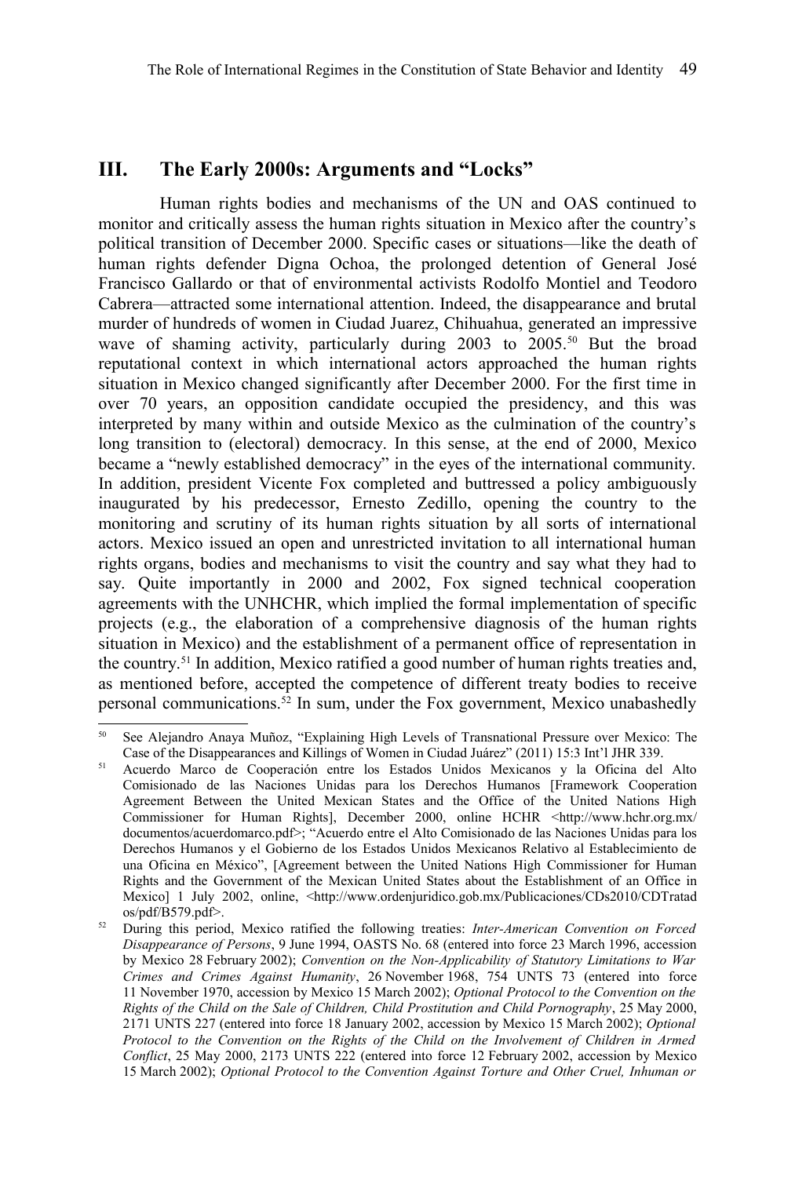## III. The Early 2000s: Arguments and "Locks"

Human rights bodies and mechanisms of the UN and OAS continued to monitor and critically assess the human rights situation in Mexico after the country's political transition of December 2000. Specific cases or situations—like the death of human rights defender Digna Ochoa, the prolonged detention of General José Francisco Gallardo or that of environmental activists Rodolfo Montiel and Teodoro Cabrera—attracted some international attention. Indeed, the disappearance and brutal murder of hundreds of women in Ciudad Juarez, Chihuahua, generated an impressive wave of shaming activity, particularly during 2003 to 2005.[50] But the broad reputational context in which international actors approached the human rights situation in Mexico changed significantly after December 2000. For the first time in over 70 years, an opposition candidate occupied the presidency, and this was interpreted by many within and outside Mexico as the culmination of the country's long transition to (electoral) democracy. In this sense, at the end of 2000, Mexico became a "newly established democracy" in the eyes of the international community. In addition, president Vicente Fox completed and buttressed a policy ambiguously inaugurated by his predecessor, Ernesto Zedillo, opening the country to the monitoring and scrutiny of its human rights situation by all sorts of international actors. Mexico issued an open and unrestricted invitation to all international human rights organs, bodies and mechanisms to visit the country and say what they had to say. Quite importantly in 2000 and 2002, Fox signed technical cooperation agreements with the UNHCHR, which implied the formal implementation of specific projects (e.g., the elaboration of a comprehensive diagnosis of the human rights situation in Mexico) and the establishment of a permanent office of representation in the country.[51] In addition, Mexico ratified a good number of human rights treaties and, as mentioned before, accepted the competence of different treaty bodies to receive personal communications.[52] In sum, under the Fox government, Mexico unabashedly

---

[50] See Alejandro Anaya Muñoz, "Explaining High Levels of Transnational Pressure over Mexico: The Case of the Disappearances and Killings of Women in Ciudad Juárez" (2011) 15:3 Int'l JHR 339.

[51] Acuerdo Marco de Cooperación entre los Estados Unidos Mexicanos y la Oficina del Alto Comisionado de las Naciones Unidas para los Derechos Humanos [Framework Cooperation Agreement Between the United Mexican States and the Office of the United Nations High Commissioner for Human Rights], December 2000, online HCHR <http://www.hchr.org.mx/documentos/acuerdomarco.pdf>; "Acuerdo entre el Alto Comisionado de las Naciones Unidas para los Derechos Humanos y el Gobierno de los Estados Unidos Mexicanos Relativo al Establecimiento de una Oficina en México", [Agreement between the United Nations High Commissioner for Human Rights and the Government of the Mexican United States about the Establishment of an Office in Mexico] 1 July 2002, online, <http://www.ordenjuridico.gob.mx/Publicaciones/CDs2010/CDTratados/pdf/B579.pdf>.

[52] During this period, Mexico ratified the following treaties: *Inter-American Convention on Forced Disappearance of Persons*, 9 June 1994, OASTS No. 68 (entered into force 23 March 1996, accession by Mexico 28 February 2002); *Convention on the Non-Applicability of Statutory Limitations to War Crimes and Crimes Against Humanity*, 26 November 1968, 754 UNTS 73 (entered into force 11 November 1970, accession by Mexico 15 March 2002); *Optional Protocol to the Convention on the Rights of the Child on the Sale of Children, Child Prostitution and Child Pornography*, 25 May 2000, 2171 UNTS 227 (entered into force 18 January 2002, accession by Mexico 15 March 2002); *Optional Protocol to the Convention on the Rights of the Child on the Involvement of Children in Armed Conflict*, 25 May 2000, 2173 UNTS 222 (entered into force 12 February 2002, accession by Mexico 15 March 2002); *Optional Protocol to the Convention Against Torture and Other Cruel, Inhuman or*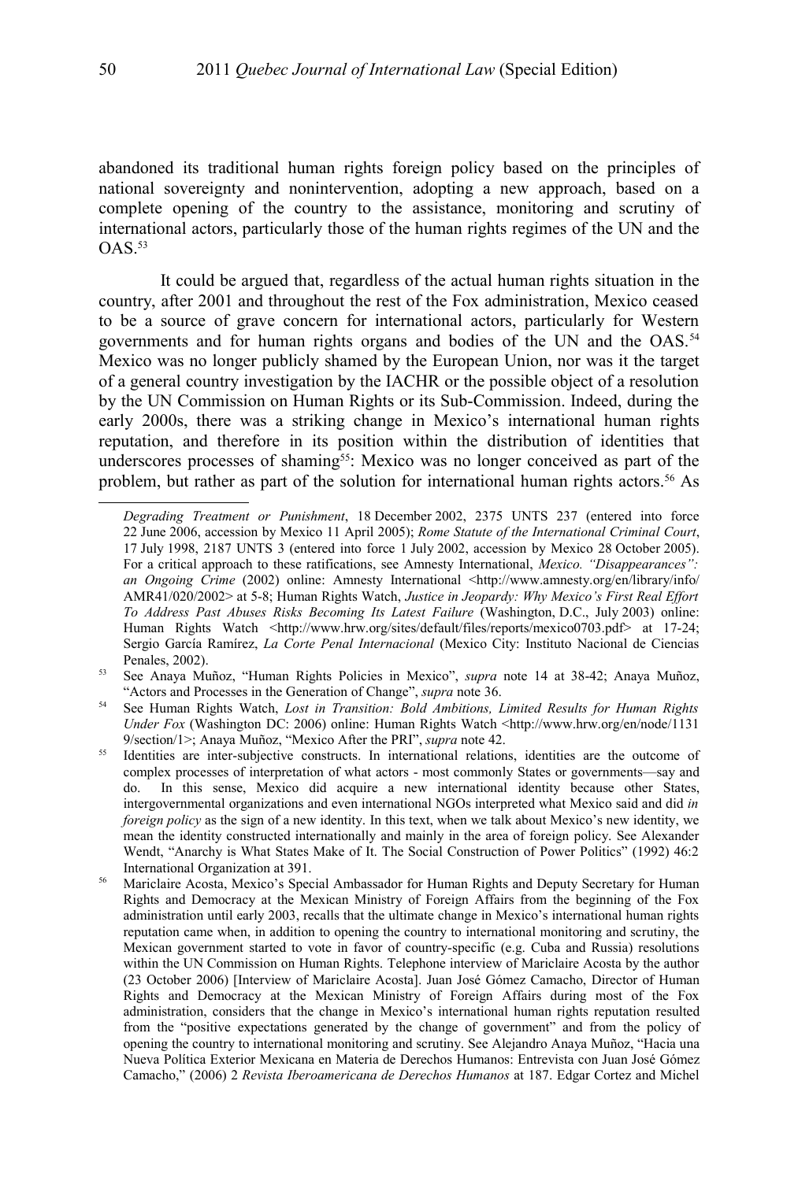abandoned its traditional human rights foreign policy based on the principles of national sovereignty and nonintervention, adopting a new approach, based on a complete opening of the country to the assistance, monitoring and scrutiny of international actors, particularly those of the human rights regimes of the UN and the OAS.[53]

It could be argued that, regardless of the actual human rights situation in the country, after 2001 and throughout the rest of the Fox administration, Mexico ceased to be a source of grave concern for international actors, particularly for Western governments and for human rights organs and bodies of the UN and the OAS.[54] Mexico was no longer publicly shamed by the European Union, nor was it the target of a general country investigation by the IACHR or the possible object of a resolution by the UN Commission on Human Rights or its Sub-Commission. Indeed, during the early 2000s, there was a striking change in Mexico's international human rights reputation, and therefore in its position within the distribution of identities that underscores processes of shaming[55]: Mexico was no longer conceived as part of the problem, but rather as part of the solution for international human rights actors.[56] As

---

*Degrading Treatment or Punishment*, 18 December 2002, 2375 UNTS 237 (entered into force 22 June 2006, accession by Mexico 11 April 2005); *Rome Statute of the International Criminal Court*, 17 July 1998, 2187 UNTS 3 (entered into force 1 July 2002, accession by Mexico 28 October 2005). For a critical approach to these ratifications, see Amnesty International, *Mexico. "Disappearances": an Ongoing Crime* (2002) online: Amnesty International <http://www.amnesty.org/en/library/info/AMR41/020/2002> at 5-8; Human Rights Watch, *Justice in Jeopardy: Why Mexico's First Real Effort To Address Past Abuses Risks Becoming Its Latest Failure* (Washington, D.C., July 2003) online: Human Rights Watch <http://www.hrw.org/sites/default/files/reports/mexico0703.pdf> at 17-24; Sergio García Ramírez, *La Corte Penal Internacional* (Mexico City: Instituto Nacional de Ciencias Penales, 2002).

[53] See Anaya Muñoz, "Human Rights Policies in Mexico", *supra* note 14 at 38-42; Anaya Muñoz, "Actors and Processes in the Generation of Change", *supra* note 36.

[54] See Human Rights Watch, *Lost in Transition: Bold Ambitions, Limited Results for Human Rights Under Fox* (Washington DC: 2006) online: Human Rights Watch <http://www.hrw.org/en/node/11319/section/1>; Anaya Muñoz, "Mexico After the PRI", *supra* note 42.

[55] Identities are inter-subjective constructs. In international relations, identities are the outcome of complex processes of interpretation of what actors - most commonly States or governments—say and do. In this sense, Mexico did acquire a new international identity because other States, intergovernmental organizations and even international NGOs interpreted what Mexico said and did *in foreign policy* as the sign of a new identity. In this text, when we talk about Mexico's new identity, we mean the identity constructed internationally and mainly in the area of foreign policy. See Alexander Wendt, "Anarchy is What States Make of It. The Social Construction of Power Politics" (1992) 46:2 International Organization at 391.

[56] Mariclaire Acosta, Mexico's Special Ambassador for Human Rights and Deputy Secretary for Human Rights and Democracy at the Mexican Ministry of Foreign Affairs from the beginning of the Fox administration until early 2003, recalls that the ultimate change in Mexico's international human rights reputation came when, in addition to opening the country to international monitoring and scrutiny, the Mexican government started to vote in favor of country-specific (e.g. Cuba and Russia) resolutions within the UN Commission on Human Rights. Telephone interview of Mariclaire Acosta by the author (23 October 2006) [Interview of Mariclaire Acosta]. Juan José Gómez Camacho, Director of Human Rights and Democracy at the Mexican Ministry of Foreign Affairs during most of the Fox administration, considers that the change in Mexico's international human rights reputation resulted from the "positive expectations generated by the change of government" and from the policy of opening the country to international monitoring and scrutiny. See Alejandro Anaya Muñoz, "Hacia una Nueva Política Exterior Mexicana en Materia de Derechos Humanos: Entrevista con Juan José Gómez Camacho," (2006) 2 *Revista Iberoamericana de Derechos Humanos* at 187. Edgar Cortez and Michel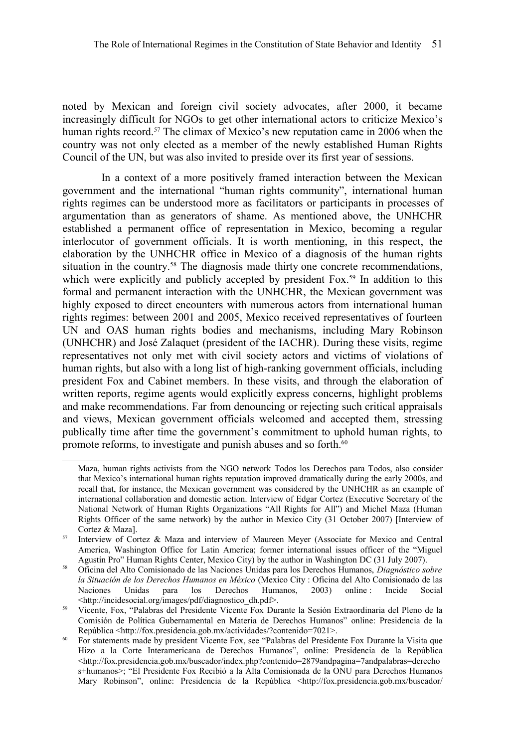noted by Mexican and foreign civil society advocates, after 2000, it became increasingly difficult for NGOs to get other international actors to criticize Mexico's human rights record.[57] The climax of Mexico's new reputation came in 2006 when the country was not only elected as a member of the newly established Human Rights Council of the UN, but was also invited to preside over its first year of sessions.

In a context of a more positively framed interaction between the Mexican government and the international "human rights community", international human rights regimes can be understood more as facilitators or participants in processes of argumentation than as generators of shame. As mentioned above, the UNHCHR established a permanent office of representation in Mexico, becoming a regular interlocutor of government officials. It is worth mentioning, in this respect, the elaboration by the UNHCHR office in Mexico of a diagnosis of the human rights situation in the country.[58] The diagnosis made thirty one concrete recommendations, which were explicitly and publicly accepted by president Fox.[59] In addition to this formal and permanent interaction with the UNHCHR, the Mexican government was highly exposed to direct encounters with numerous actors from international human rights regimes: between 2001 and 2005, Mexico received representatives of fourteen UN and OAS human rights bodies and mechanisms, including Mary Robinson (UNHCHR) and José Zalaquet (president of the IACHR). During these visits, regime representatives not only met with civil society actors and victims of violations of human rights, but also with a long list of high-ranking government officials, including president Fox and Cabinet members. In these visits, and through the elaboration of written reports, regime agents would explicitly express concerns, highlight problems and make recommendations. Far from denouncing or rejecting such critical appraisals and views, Mexican government officials welcomed and accepted them, stressing publically time after time the government's commitment to uphold human rights, to promote reforms, to investigate and punish abuses and so forth.[60]

---

Maza, human rights activists from the NGO network Todos los Derechos para Todos, also consider that Mexico's international human rights reputation improved dramatically during the early 2000s, and recall that, for instance, the Mexican government was considered by the UNHCHR as an example of international collaboration and domestic action. Interview of Edgar Cortez (Executive Secretary of the National Network of Human Rights Organizations "All Rights for All") and Michel Maza (Human Rights Officer of the same network) by the author in Mexico City (31 October 2007) [Interview of Cortez & Maza].

[57] Interview of Cortez & Maza and interview of Maureen Meyer (Associate for Mexico and Central America, Washington Office for Latin America; former international issues officer of the "Miguel Agustín Pro" Human Rights Center, Mexico City) by the author in Washington DC (31 July 2007).

[58] Oficina del Alto Comisionado de las Naciones Unidas para los Derechos Humanos, *Diagnóstico sobre la Situación de los Derechos Humanos en México* (Mexico City : Oficina del Alto Comisionado de las Naciones Unidas para los Derechos Humanos, 2003) online : Incide Social <http://incidesocial.org/images/pdf/diagnostico_dh.pdf>.

[59] Vicente, Fox, "Palabras del Presidente Vicente Fox Durante la Sesión Extraordinaria del Pleno de la Comisión de Política Gubernamental en Materia de Derechos Humanos" online: Presidencia de la República <http://fox.presidencia.gob.mx/actividades/?contenido=7021>.

[60] For statements made by president Vicente Fox, see "Palabras del Presidente Fox Durante la Visita que Hizo a la Corte Interamericana de Derechos Humanos", online: Presidencia de la República <http://fox.presidencia.gob.mx/buscador/index.php?contenido=2879andpagina=7andpalabras=derechos+humanos>; "El Presidente Fox Recibió a la Alta Comisionada de la ONU para Derechos Humanos Mary Robinson", online: Presidencia de la República <http://fox.presidencia.gob.mx/buscador/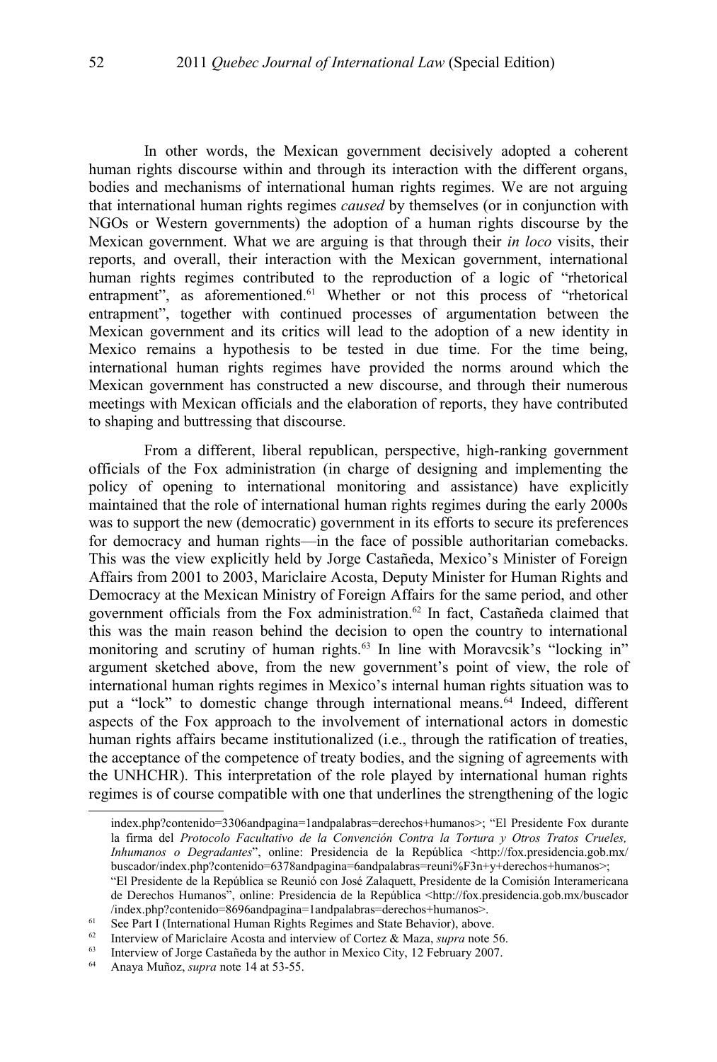In other words, the Mexican government decisively adopted a coherent human rights discourse within and through its interaction with the different organs, bodies and mechanisms of international human rights regimes. We are not arguing that international human rights regimes *caused* by themselves (or in conjunction with NGOs or Western governments) the adoption of a human rights discourse by the Mexican government. What we are arguing is that through their *in loco* visits, their reports, and overall, their interaction with the Mexican government, international human rights regimes contributed to the reproduction of a logic of "rhetorical entrapment", as aforementioned.[61] Whether or not this process of "rhetorical entrapment", together with continued processes of argumentation between the Mexican government and its critics will lead to the adoption of a new identity in Mexico remains a hypothesis to be tested in due time. For the time being, international human rights regimes have provided the norms around which the Mexican government has constructed a new discourse, and through their numerous meetings with Mexican officials and the elaboration of reports, they have contributed to shaping and buttressing that discourse.

From a different, liberal republican, perspective, high-ranking government officials of the Fox administration (in charge of designing and implementing the policy of opening to international monitoring and assistance) have explicitly maintained that the role of international human rights regimes during the early 2000s was to support the new (democratic) government in its efforts to secure its preferences for democracy and human rights—in the face of possible authoritarian comebacks. This was the view explicitly held by Jorge Castañeda, Mexico's Minister of Foreign Affairs from 2001 to 2003, Mariclaire Acosta, Deputy Minister for Human Rights and Democracy at the Mexican Ministry of Foreign Affairs for the same period, and other government officials from the Fox administration.[62] In fact, Castañeda claimed that this was the main reason behind the decision to open the country to international monitoring and scrutiny of human rights.[63] In line with Moravcsik's "locking in" argument sketched above, from the new government's point of view, the role of international human rights regimes in Mexico's internal human rights situation was to put a "lock" to domestic change through international means.[64] Indeed, different aspects of the Fox approach to the involvement of international actors in domestic human rights affairs became institutionalized (i.e., through the ratification of treaties, the acceptance of the competence of treaty bodies, and the signing of agreements with the UNHCHR). This interpretation of the role played by international human rights regimes is of course compatible with one that underlines the strengthening of the logic

---

index.php?contenido=3306andpagina=1andpalabras=derechos+humanos>; "El Presidente Fox durante la firma del *Protocolo Facultativo de la Convención Contra la Tortura y Otros Tratos Crueles, Inhumanos o Degradantes*", online: Presidencia de la República <http://fox.presidencia.gob.mx/buscador/index.php?contenido=6378andpagina=6andpalabras=reuni%F3n+y+derechos+humanos>; "El Presidente de la República se Reunió con José Zalaquett, Presidente de la Comisión Interamericana de Derechos Humanos", online: Presidencia de la República <http://fox.presidencia.gob.mx/buscador/index.php?contenido=8696andpagina=1andpalabras=derechos+humanos>.

[61] See Part I (International Human Rights Regimes and State Behavior), above.

[62] Interview of Mariclaire Acosta and interview of Cortez & Maza, *supra* note 56.

[63] Interview of Jorge Castañeda by the author in Mexico City, 12 February 2007.

[64] Anaya Muñoz, *supra* note 14 at 53-55.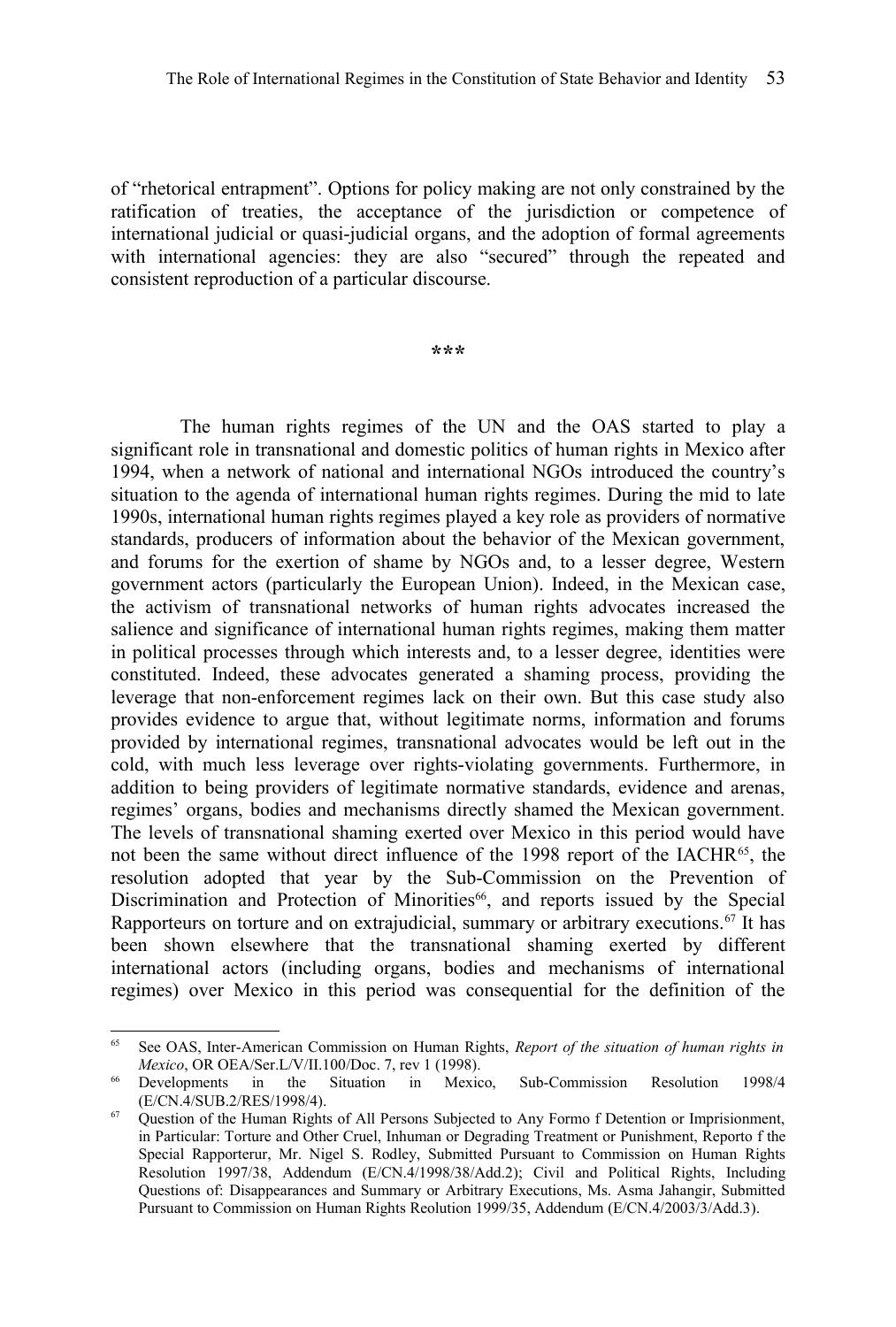of "rhetorical entrapment". Options for policy making are not only constrained by the ratification of treaties, the acceptance of the jurisdiction or competence of international judicial or quasi-judicial organs, and the adoption of formal agreements with international agencies: they are also "secured" through the repeated and consistent reproduction of a particular discourse.

***

The human rights regimes of the UN and the OAS started to play a significant role in transnational and domestic politics of human rights in Mexico after 1994, when a network of national and international NGOs introduced the country's situation to the agenda of international human rights regimes. During the mid to late 1990s, international human rights regimes played a key role as providers of normative standards, producers of information about the behavior of the Mexican government, and forums for the exertion of shame by NGOs and, to a lesser degree, Western government actors (particularly the European Union). Indeed, in the Mexican case, the activism of transnational networks of human rights advocates increased the salience and significance of international human rights regimes, making them matter in political processes through which interests and, to a lesser degree, identities were constituted. Indeed, these advocates generated a shaming process, providing the leverage that non-enforcement regimes lack on their own. But this case study also provides evidence to argue that, without legitimate norms, information and forums provided by international regimes, transnational advocates would be left out in the cold, with much less leverage over rights-violating governments. Furthermore, in addition to being providers of legitimate normative standards, evidence and arenas, regimes' organs, bodies and mechanisms directly shamed the Mexican government. The levels of transnational shaming exerted over Mexico in this period would have not been the same without direct influence of the 1998 report of the IACHR[65], the resolution adopted that year by the Sub-Commission on the Prevention of Discrimination and Protection of Minorities[66], and reports issued by the Special Rapporteurs on torture and on extrajudicial, summary or arbitrary executions.[67] It has been shown elsewhere that the transnational shaming exerted by different international actors (including organs, bodies and mechanisms of international regimes) over Mexico in this period was consequential for the definition of the

[65] See OAS, Inter-American Commission on Human Rights, *Report of the situation of human rights in Mexico*, OR OEA/Ser.L/V/II.100/Doc. 7, rev 1 (1998).

[66] Developments in the Situation in Mexico, Sub-Commission Resolution 1998/4 (E/CN.4/SUB.2/RES/1998/4).

[67] Question of the Human Rights of All Persons Subjected to Any Formo f Detention or Imprisionment, in Particular: Torture and Other Cruel, Inhuman or Degrading Treatment or Punishment, Reporto f the Special Rapporterur, Mr. Nigel S. Rodley, Submitted Pursuant to Commission on Human Rights Resolution 1997/38, Addendum (E/CN.4/1998/38/Add.2); Civil and Political Rights, Including Questions of: Disappearances and Summary or Arbitrary Executions, Ms. Asma Jahangir, Submitted Pursuant to Commission on Human Rights Reolution 1999/35, Addendum (E/CN.4/2003/3/Add.3).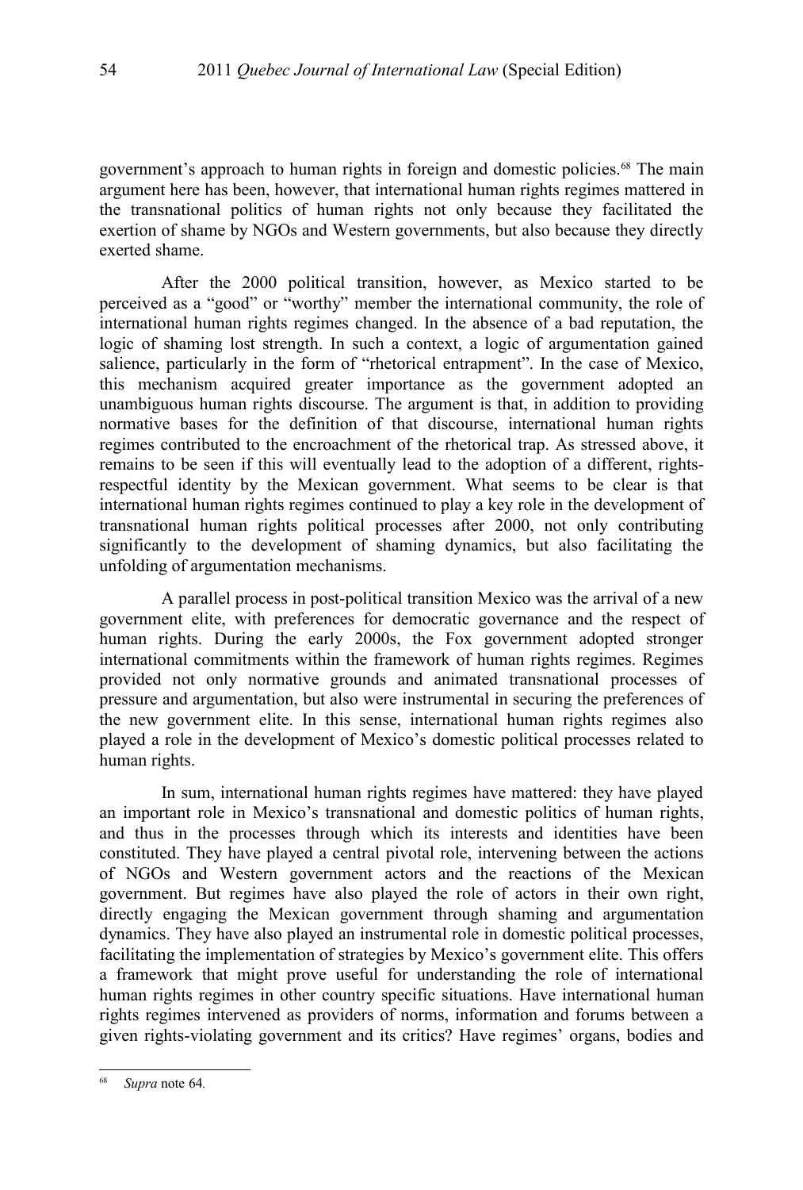government's approach to human rights in foreign and domestic policies.[68] The main argument here has been, however, that international human rights regimes mattered in the transnational politics of human rights not only because they facilitated the exertion of shame by NGOs and Western governments, but also because they directly exerted shame.

After the 2000 political transition, however, as Mexico started to be perceived as a "good" or "worthy" member the international community, the role of international human rights regimes changed. In the absence of a bad reputation, the logic of shaming lost strength. In such a context, a logic of argumentation gained salience, particularly in the form of "rhetorical entrapment". In the case of Mexico, this mechanism acquired greater importance as the government adopted an unambiguous human rights discourse. The argument is that, in addition to providing normative bases for the definition of that discourse, international human rights regimes contributed to the encroachment of the rhetorical trap. As stressed above, it remains to be seen if this will eventually lead to the adoption of a different, rights-respectful identity by the Mexican government. What seems to be clear is that international human rights regimes continued to play a key role in the development of transnational human rights political processes after 2000, not only contributing significantly to the development of shaming dynamics, but also facilitating the unfolding of argumentation mechanisms.

A parallel process in post-political transition Mexico was the arrival of a new government elite, with preferences for democratic governance and the respect of human rights. During the early 2000s, the Fox government adopted stronger international commitments within the framework of human rights regimes. Regimes provided not only normative grounds and animated transnational processes of pressure and argumentation, but also were instrumental in securing the preferences of the new government elite. In this sense, international human rights regimes also played a role in the development of Mexico's domestic political processes related to human rights.

In sum, international human rights regimes have mattered: they have played an important role in Mexico's transnational and domestic politics of human rights, and thus in the processes through which its interests and identities have been constituted. They have played a central pivotal role, intervening between the actions of NGOs and Western government actors and the reactions of the Mexican government. But regimes have also played the role of actors in their own right, directly engaging the Mexican government through shaming and argumentation dynamics. They have also played an instrumental role in domestic political processes, facilitating the implementation of strategies by Mexico's government elite. This offers a framework that might prove useful for understanding the role of international human rights regimes in other country specific situations. Have international human rights regimes intervened as providers of norms, information and forums between a given rights-violating government and its critics? Have regimes' organs, bodies and

[68] *Supra* note 64.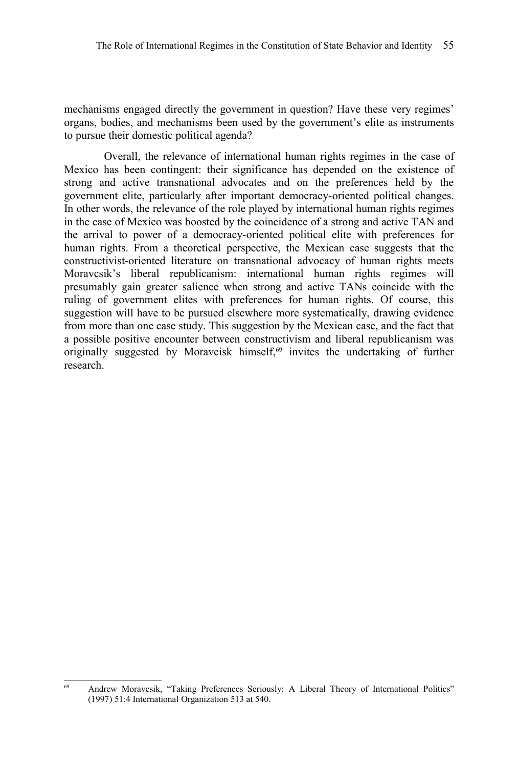mechanisms engaged directly the government in question? Have these very regimes' organs, bodies, and mechanisms been used by the government's elite as instruments to pursue their domestic political agenda?

Overall, the relevance of international human rights regimes in the case of Mexico has been contingent: their significance has depended on the existence of strong and active transnational advocates and on the preferences held by the government elite, particularly after important democracy-oriented political changes. In other words, the relevance of the role played by international human rights regimes in the case of Mexico was boosted by the coincidence of a strong and active TAN and the arrival to power of a democracy-oriented political elite with preferences for human rights. From a theoretical perspective, the Mexican case suggests that the constructivist-oriented literature on transnational advocacy of human rights meets Moravcsik's liberal republicanism: international human rights regimes will presumably gain greater salience when strong and active TANs coincide with the ruling of government elites with preferences for human rights. Of course, this suggestion will have to be pursued elsewhere more systematically, drawing evidence from more than one case study. This suggestion by the Mexican case, and the fact that a possible positive encounter between constructivism and liberal republicanism was originally suggested by Moravcisk himself,[69] invites the undertaking of further research.

---

[69] Andrew Moravcsik, "Taking Preferences Seriously: A Liberal Theory of International Politics" (1997) 51:4 International Organization 513 at 540.